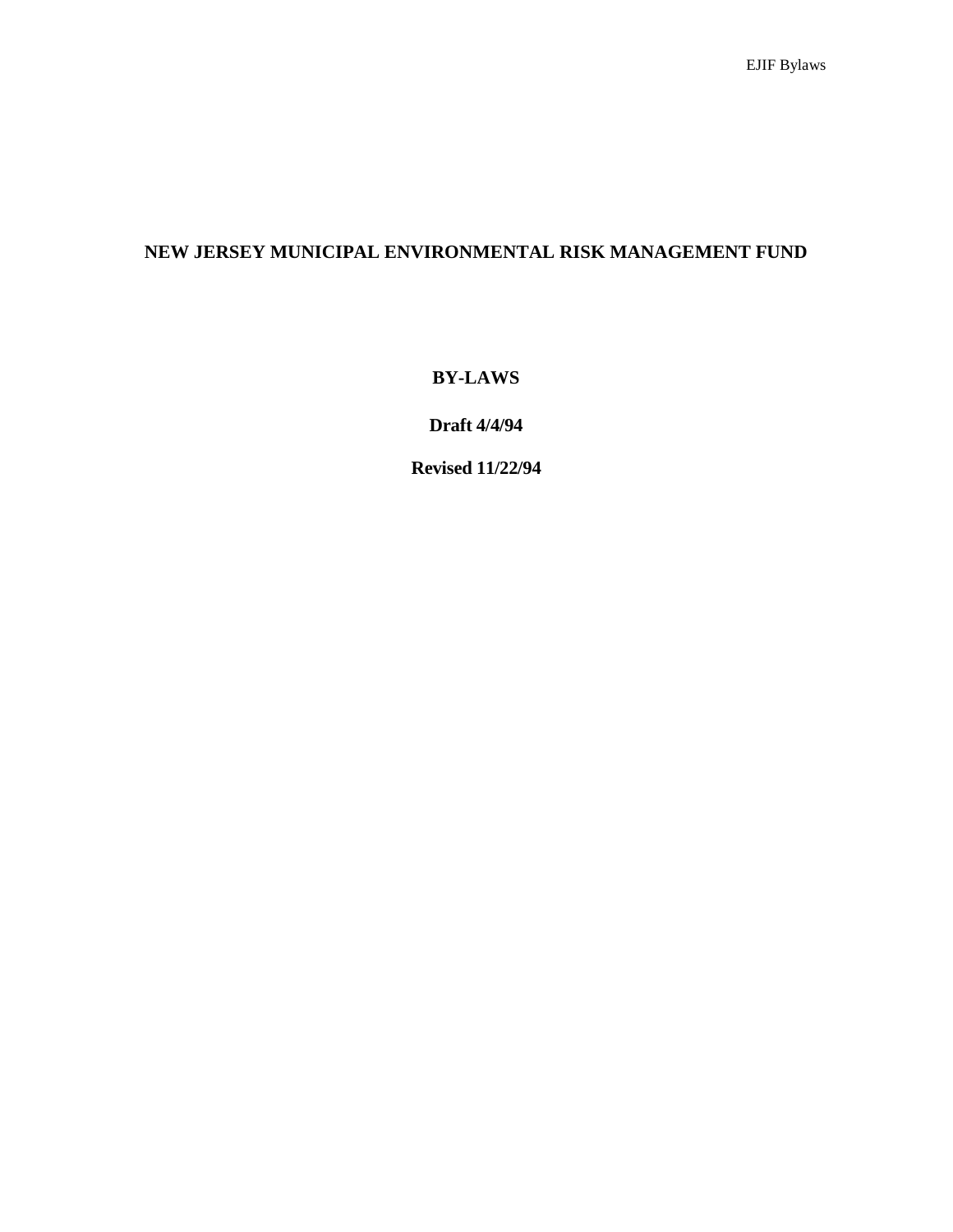# NEW JERSEY MUNICIPAL ENVIRONMENTAL RISK MANAGEMENT FUND

## BY-LAWS

**Draft 4/4/94**

**Revised 11/22/94**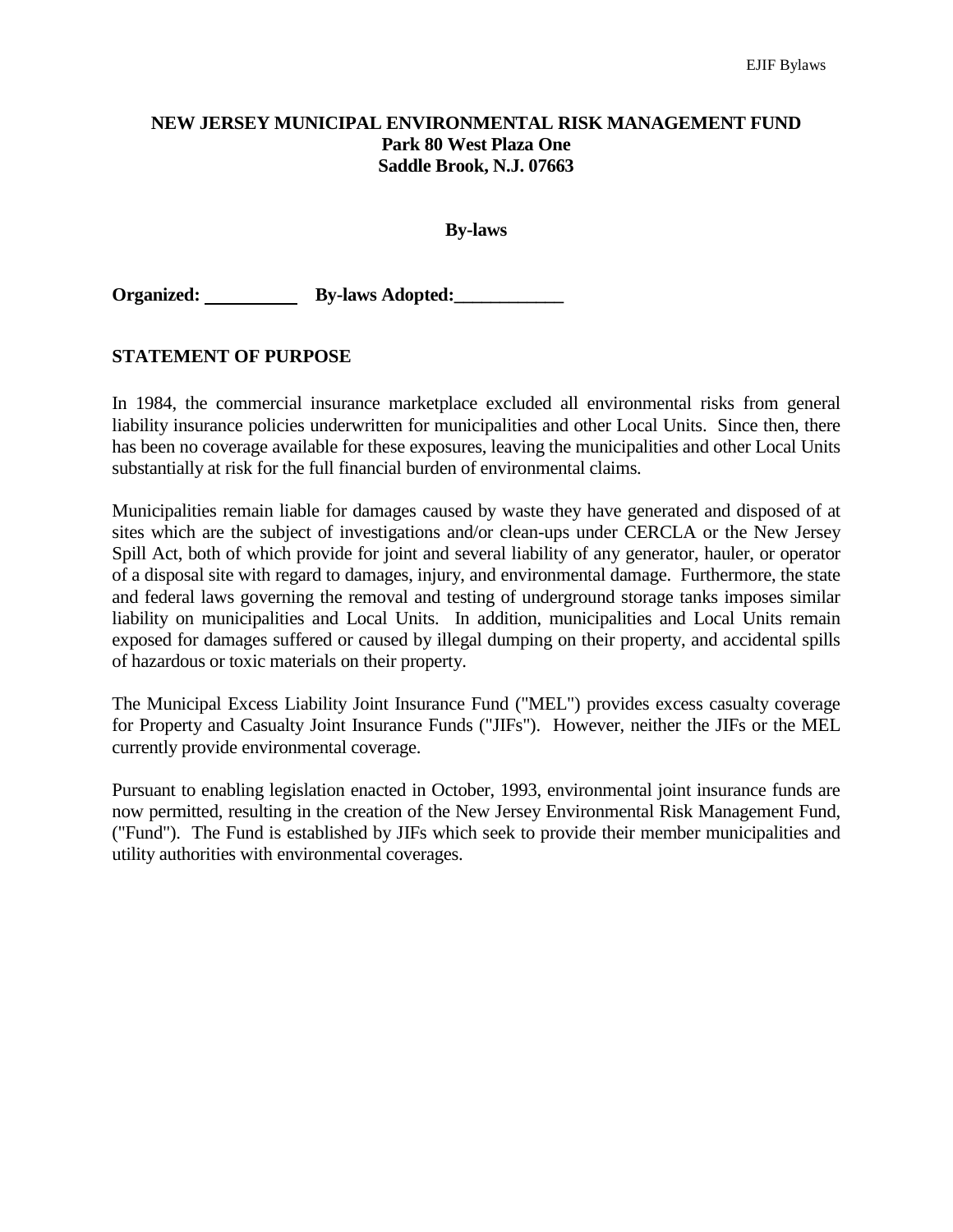**NEW JERSEY MUNICIPAL ENVIRONMENTAL RISK MANAGEMENT FUND**
**Park 80 West Plaza One**
**Saddle Brook, N.J. 07663**

**By-laws**

**Organized: __________ By-laws Adopted:____________**

## STATEMENT OF PURPOSE

In 1984, the commercial insurance marketplace excluded all environmental risks from general liability insurance policies underwritten for municipalities and other Local Units. Since then, there has been no coverage available for these exposures, leaving the municipalities and other Local Units substantially at risk for the full financial burden of environmental claims.

Municipalities remain liable for damages caused by waste they have generated and disposed of at sites which are the subject of investigations and/or clean-ups under CERCLA or the New Jersey Spill Act, both of which provide for joint and several liability of any generator, hauler, or operator of a disposal site with regard to damages, injury, and environmental damage. Furthermore, the state and federal laws governing the removal and testing of underground storage tanks imposes similar liability on municipalities and Local Units. In addition, municipalities and Local Units remain exposed for damages suffered or caused by illegal dumping on their property, and accidental spills of hazardous or toxic materials on their property.

The Municipal Excess Liability Joint Insurance Fund ("MEL") provides excess casualty coverage for Property and Casualty Joint Insurance Funds ("JIFs"). However, neither the JIFs or the MEL currently provide environmental coverage.

Pursuant to enabling legislation enacted in October, 1993, environmental joint insurance funds are now permitted, resulting in the creation of the New Jersey Environmental Risk Management Fund, ("Fund"). The Fund is established by JIFs which seek to provide their member municipalities and utility authorities with environmental coverages.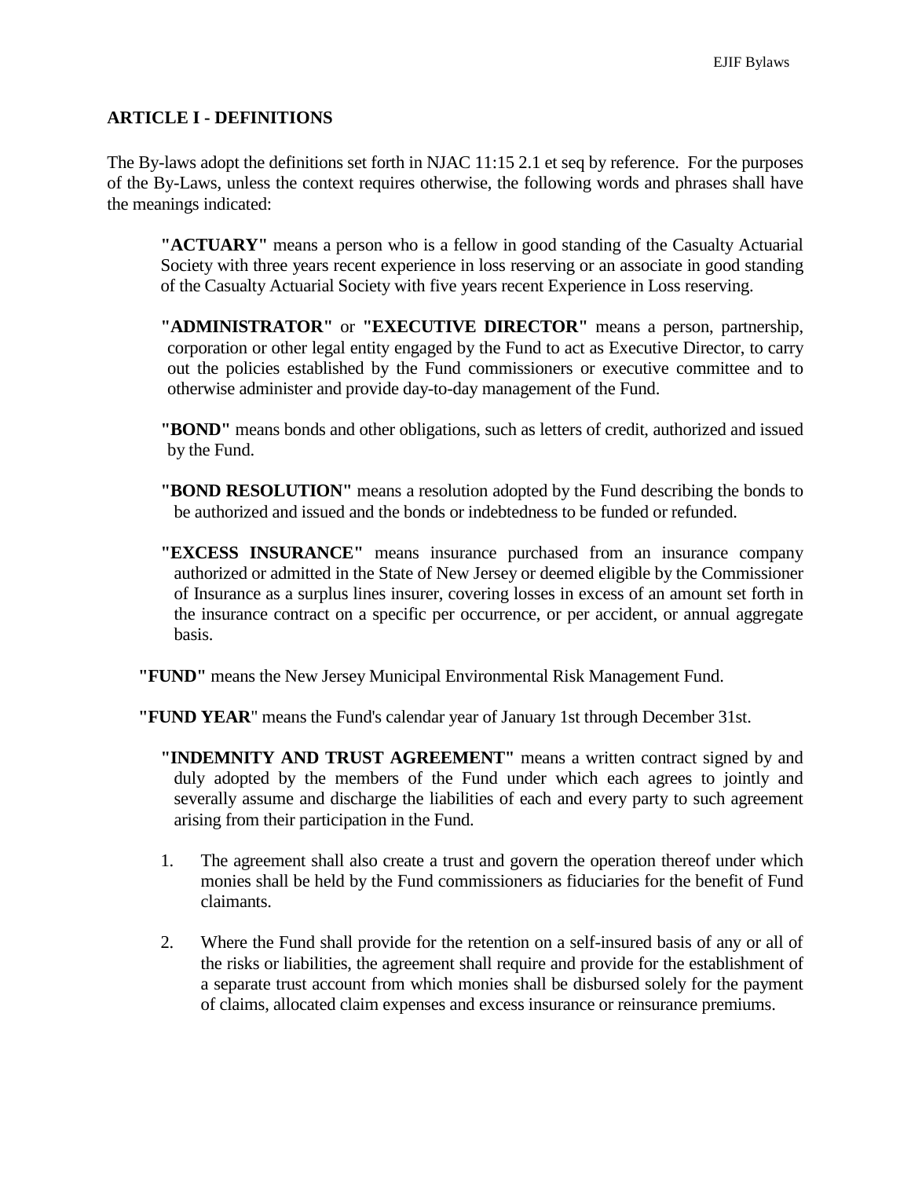## ARTICLE I - DEFINITIONS

The By-laws adopt the definitions set forth in NJAC 11:15 2.1 et seq by reference. For the purposes of the By-Laws, unless the context requires otherwise, the following words and phrases shall have the meanings indicated:

**"ACTUARY"** means a person who is a fellow in good standing of the Casualty Actuarial Society with three years recent experience in loss reserving or an associate in good standing of the Casualty Actuarial Society with five years recent Experience in Loss reserving.

**"ADMINISTRATOR"** or **"EXECUTIVE DIRECTOR"** means a person, partnership, corporation or other legal entity engaged by the Fund to act as Executive Director, to carry out the policies established by the Fund commissioners or executive committee and to otherwise administer and provide day-to-day management of the Fund.

**"BOND"** means bonds and other obligations, such as letters of credit, authorized and issued by the Fund.

**"BOND RESOLUTION"** means a resolution adopted by the Fund describing the bonds to be authorized and issued and the bonds or indebtedness to be funded or refunded.

**"EXCESS INSURANCE"** means insurance purchased from an insurance company authorized or admitted in the State of New Jersey or deemed eligible by the Commissioner of Insurance as a surplus lines insurer, covering losses in excess of an amount set forth in the insurance contract on a specific per occurrence, or per accident, or annual aggregate basis.

**"FUND"** means the New Jersey Municipal Environmental Risk Management Fund.

**"FUND YEAR"** means the Fund's calendar year of January 1st through December 31st.

**"INDEMNITY AND TRUST AGREEMENT"** means a written contract signed by and duly adopted by the members of the Fund under which each agrees to jointly and severally assume and discharge the liabilities of each and every party to such agreement arising from their participation in the Fund.

1. The agreement shall also create a trust and govern the operation thereof under which monies shall be held by the Fund commissioners as fiduciaries for the benefit of Fund claimants.

2. Where the Fund shall provide for the retention on a self-insured basis of any or all of the risks or liabilities, the agreement shall require and provide for the establishment of a separate trust account from which monies shall be disbursed solely for the payment of claims, allocated claim expenses and excess insurance or reinsurance premiums.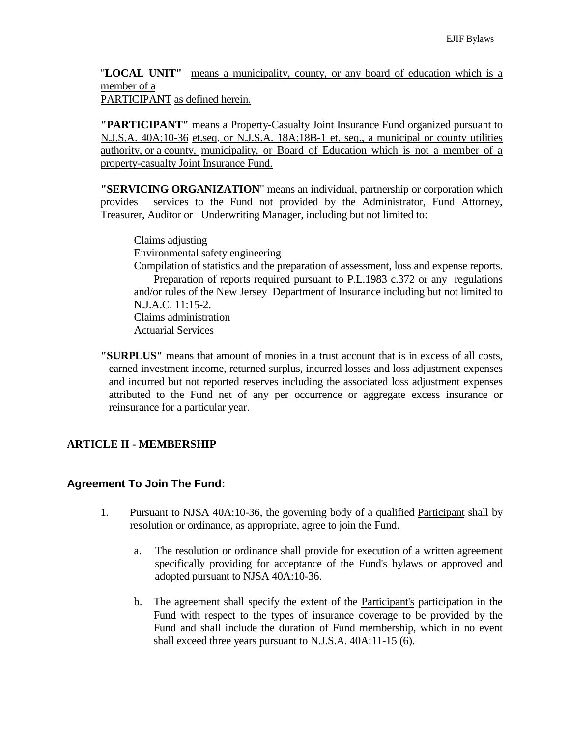"**LOCAL UNIT"** means a municipality, county, or any board of education which is a member of a PARTICIPANT as defined herein.

**"PARTICIPANT"** means a Property-Casualty Joint Insurance Fund organized pursuant to N.J.S.A. 40A:10-36 et.seq. or N.J.S.A. 18A:18B-1 et. seq., a municipal or county utilities authority, or a county, municipality, or Board of Education which is not a member of a property-casualty Joint Insurance Fund.

**"SERVICING ORGANIZATION**" means an individual, partnership or corporation which provides services to the Fund not provided by the Administrator, Fund Attorney, Treasurer, Auditor or Underwriting Manager, including but not limited to:

Claims adjusting
Environmental safety engineering
Compilation of statistics and the preparation of assessment, loss and expense reports.
Preparation of reports required pursuant to P.L.1983 c.372 or any regulations and/or rules of the New Jersey Department of Insurance including but not limited to N.J.A.C. 11:15-2.
Claims administration
Actuarial Services

**"SURPLUS"** means that amount of monies in a trust account that is in excess of all costs, earned investment income, returned surplus, incurred losses and loss adjustment expenses and incurred but not reported reserves including the associated loss adjustment expenses attributed to the Fund net of any per occurrence or aggregate excess insurance or reinsurance for a particular year.

## ARTICLE II - MEMBERSHIP

### Agreement To Join The Fund:

1. Pursuant to NJSA 40A:10-36, the governing body of a qualified Participant shall by resolution or ordinance, as appropriate, agree to join the Fund.

   a. The resolution or ordinance shall provide for execution of a written agreement specifically providing for acceptance of the Fund's bylaws or approved and adopted pursuant to NJSA 40A:10-36.

   b. The agreement shall specify the extent of the Participant's participation in the Fund with respect to the types of insurance coverage to be provided by the Fund and shall include the duration of Fund membership, which in no event shall exceed three years pursuant to N.J.S.A. 40A:11-15 (6).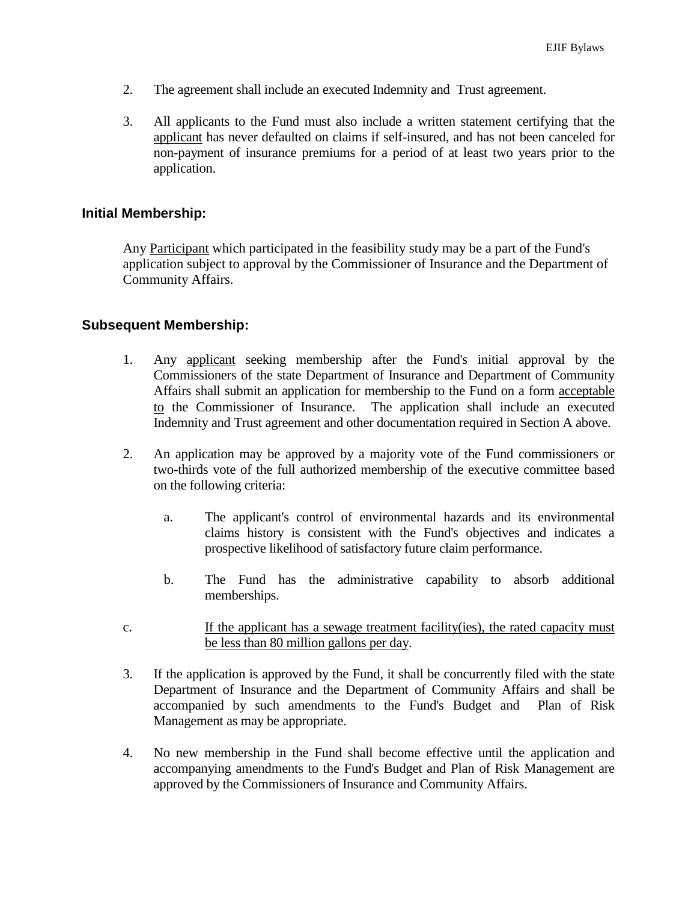2. The agreement shall include an executed Indemnity and Trust agreement.

3. All applicants to the Fund must also include a written statement certifying that the applicant has never defaulted on claims if self-insured, and has not been canceled for non-payment of insurance premiums for a period of at least two years prior to the application.

### Initial Membership:

Any Participant which participated in the feasibility study may be a part of the Fund's application subject to approval by the Commissioner of Insurance and the Department of Community Affairs.

### Subsequent Membership:

1. Any applicant seeking membership after the Fund's initial approval by the Commissioners of the state Department of Insurance and Department of Community Affairs shall submit an application for membership to the Fund on a form acceptable to the Commissioner of Insurance. The application shall include an executed Indemnity and Trust agreement and other documentation required in Section A above.

2. An application may be approved by a majority vote of the Fund commissioners or two-thirds vote of the full authorized membership of the executive committee based on the following criteria:

   a. The applicant's control of environmental hazards and its environmental claims history is consistent with the Fund's objectives and indicates a prospective likelihood of satisfactory future claim performance.

   b. The Fund has the administrative capability to absorb additional memberships.

   c. If the applicant has a sewage treatment facility(ies), the rated capacity must be less than 80 million gallons per day.

3. If the application is approved by the Fund, it shall be concurrently filed with the state Department of Insurance and the Department of Community Affairs and shall be accompanied by such amendments to the Fund's Budget and Plan of Risk Management as may be appropriate.

4. No new membership in the Fund shall become effective until the application and accompanying amendments to the Fund's Budget and Plan of Risk Management are approved by the Commissioners of Insurance and Community Affairs.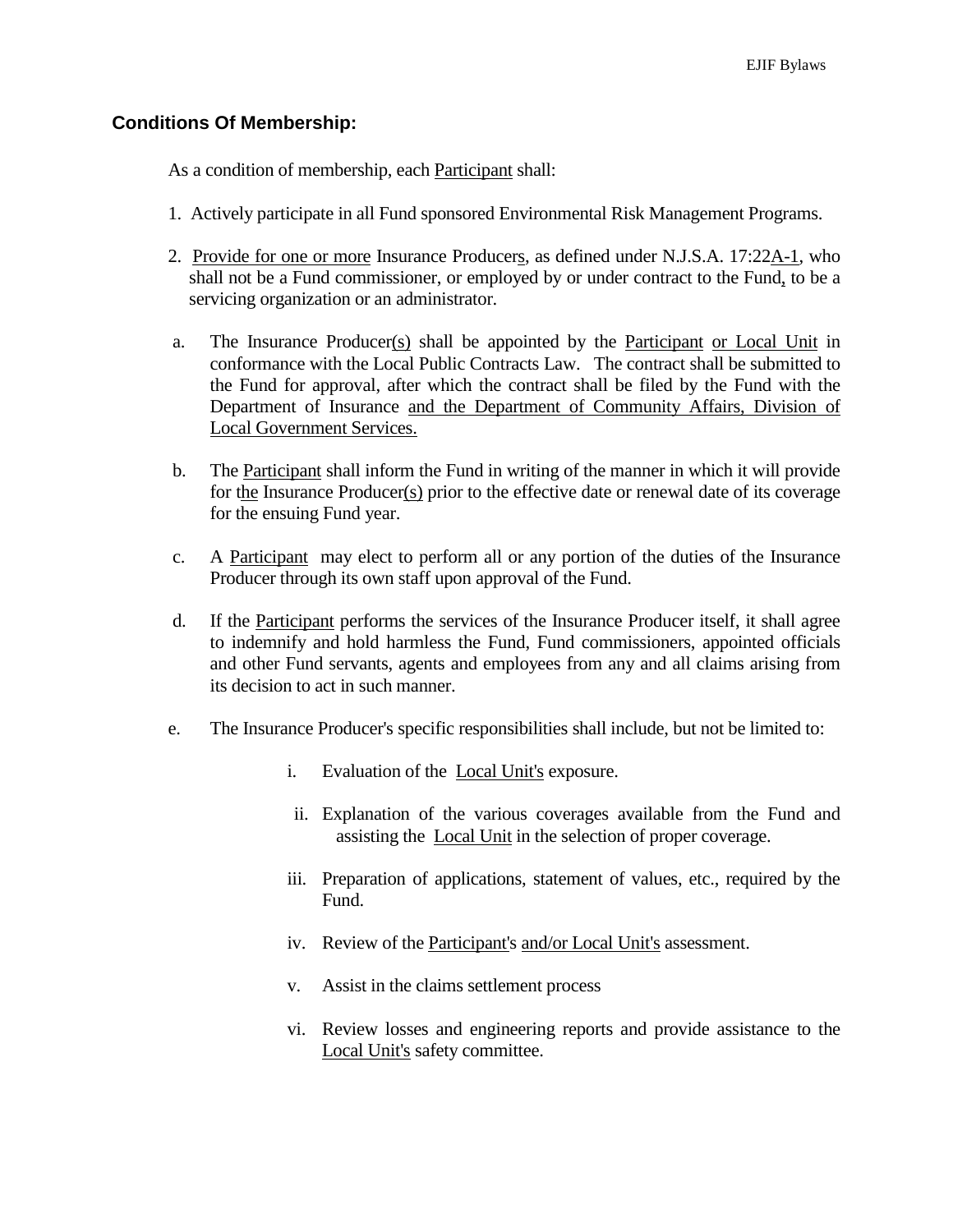## Conditions Of Membership:

As a condition of membership, each Participant shall:

1. Actively participate in all Fund sponsored Environmental Risk Management Programs.

2. Provide for one or more Insurance Producers, as defined under N.J.S.A. 17:22A-1, who shall not be a Fund commissioner, or employed by or under contract to the Fund, to be a servicing organization or an administrator.

   a. The Insurance Producer(s) shall be appointed by the Participant or Local Unit in conformance with the Local Public Contracts Law. The contract shall be submitted to the Fund for approval, after which the contract shall be filed by the Fund with the Department of Insurance and the Department of Community Affairs, Division of Local Government Services.

   b. The Participant shall inform the Fund in writing of the manner in which it will provide for the Insurance Producer(s) prior to the effective date or renewal date of its coverage for the ensuing Fund year.

   c. A Participant may elect to perform all or any portion of the duties of the Insurance Producer through its own staff upon approval of the Fund.

   d. If the Participant performs the services of the Insurance Producer itself, it shall agree to indemnify and hold harmless the Fund, Fund commissioners, appointed officials and other Fund servants, agents and employees from any and all claims arising from its decision to act in such manner.

   e. The Insurance Producer's specific responsibilities shall include, but not be limited to:

      i. Evaluation of the Local Unit's exposure.

      ii. Explanation of the various coverages available from the Fund and assisting the Local Unit in the selection of proper coverage.

      iii. Preparation of applications, statement of values, etc., required by the Fund.

      iv. Review of the Participant's and/or Local Unit's assessment.

      v. Assist in the claims settlement process

      vi. Review losses and engineering reports and provide assistance to the Local Unit's safety committee.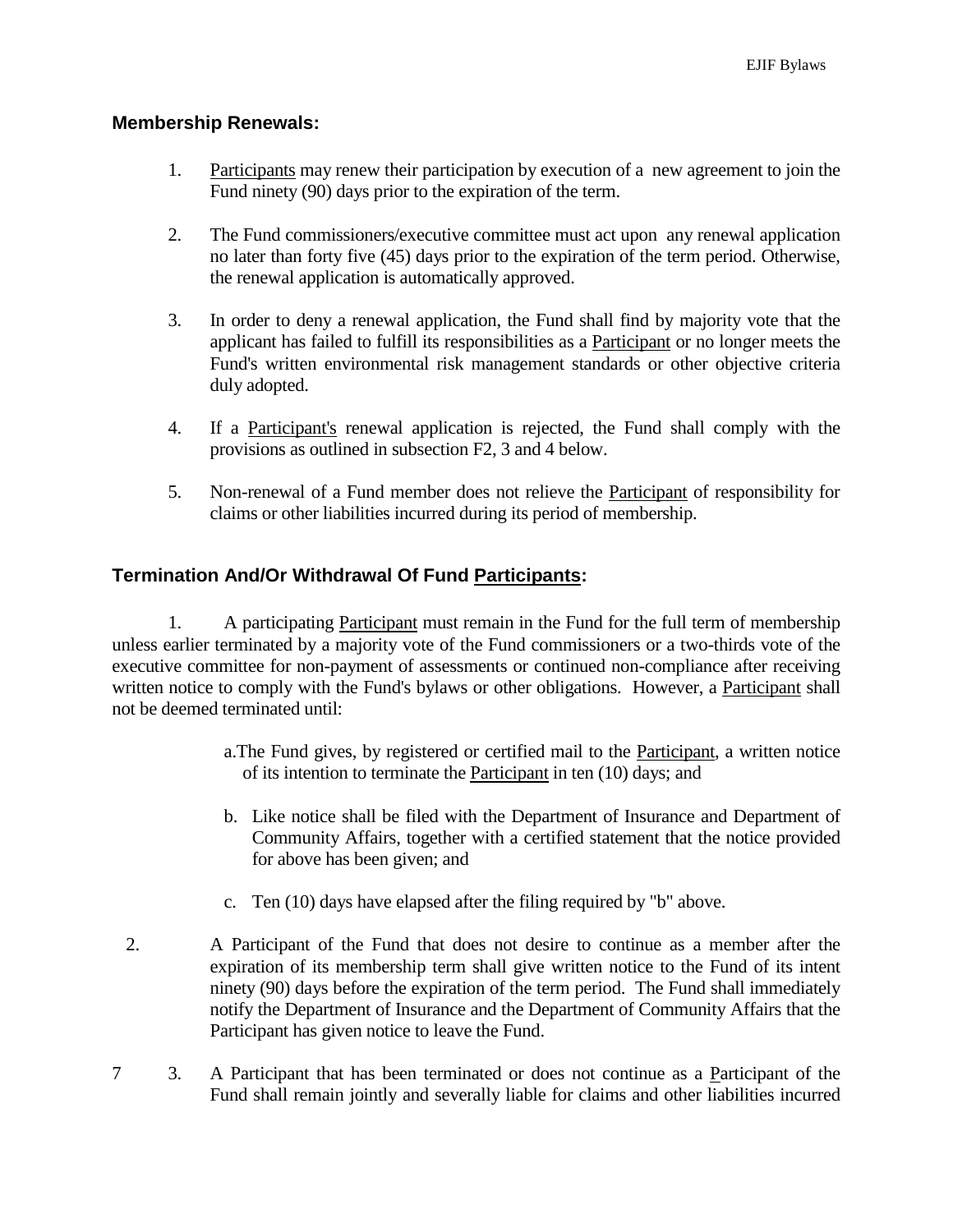## Membership Renewals:

1. Participants may renew their participation by execution of a new agreement to join the Fund ninety (90) days prior to the expiration of the term.

2. The Fund commissioners/executive committee must act upon any renewal application no later than forty five (45) days prior to the expiration of the term period. Otherwise, the renewal application is automatically approved.

3. In order to deny a renewal application, the Fund shall find by majority vote that the applicant has failed to fulfill its responsibilities as a Participant or no longer meets the Fund's written environmental risk management standards or other objective criteria duly adopted.

4. If a Participant's renewal application is rejected, the Fund shall comply with the provisions as outlined in subsection F2, 3 and 4 below.

5. Non-renewal of a Fund member does not relieve the Participant of responsibility for claims or other liabilities incurred during its period of membership.

## Termination And/Or Withdrawal Of Fund Participants:

1. A participating Participant must remain in the Fund for the full term of membership unless earlier terminated by a majority vote of the Fund commissioners or a two-thirds vote of the executive committee for non-payment of assessments or continued non-compliance after receiving written notice to comply with the Fund's bylaws or other obligations. However, a Participant shall not be deemed terminated until:

   a. The Fund gives, by registered or certified mail to the Participant, a written notice of its intention to terminate the Participant in ten (10) days; and

   b. Like notice shall be filed with the Department of Insurance and Department of Community Affairs, together with a certified statement that the notice provided for above has been given; and

   c. Ten (10) days have elapsed after the filing required by "b" above.

2. A Participant of the Fund that does not desire to continue as a member after the expiration of its membership term shall give written notice to the Fund of its intent ninety (90) days before the expiration of the term period. The Fund shall immediately notify the Department of Insurance and the Department of Community Affairs that the Participant has given notice to leave the Fund.

3. A Participant that has been terminated or does not continue as a Participant of the Fund shall remain jointly and severally liable for claims and other liabilities incurred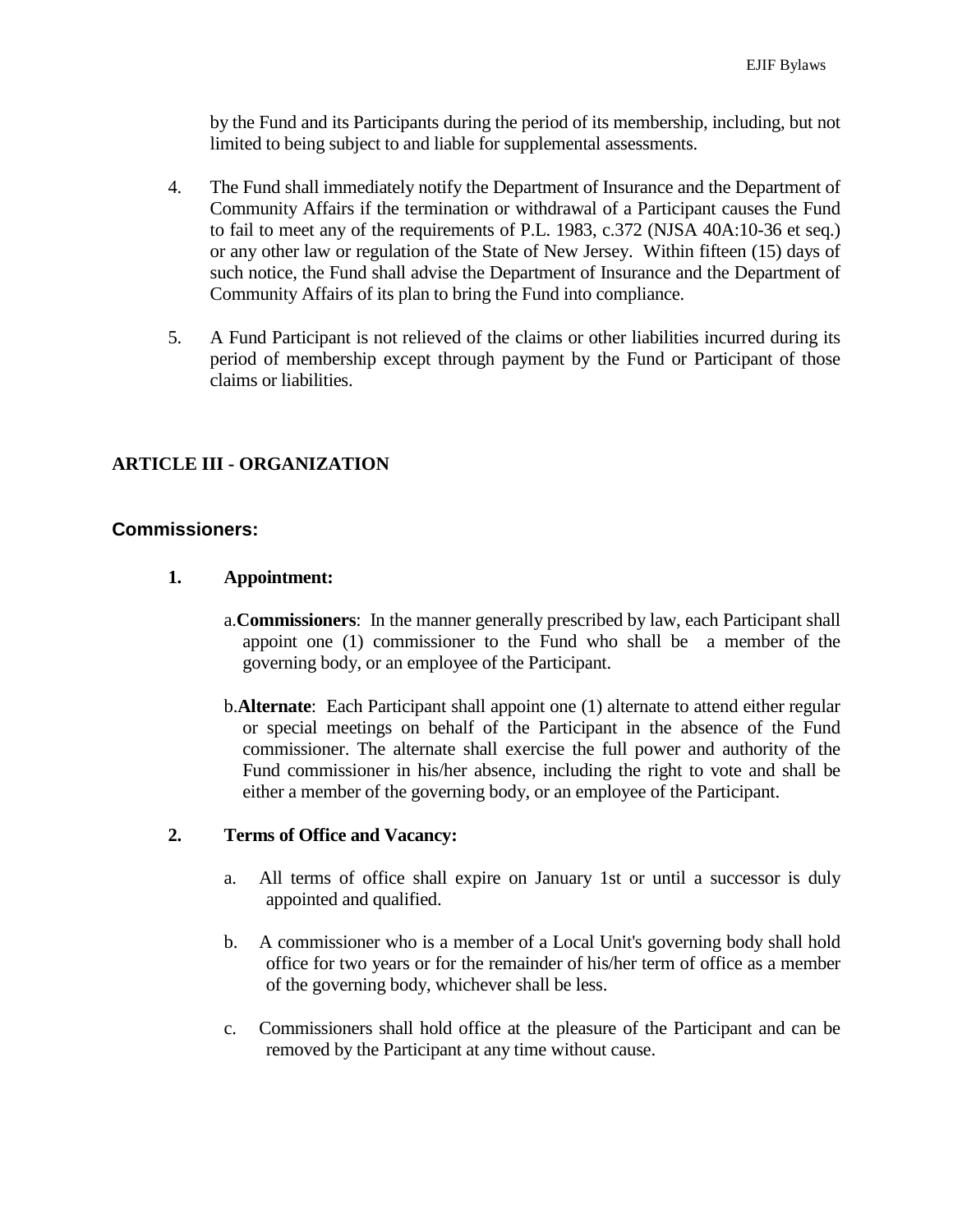by the Fund and its Participants during the period of its membership, including, but not limited to being subject to and liable for supplemental assessments.

4. The Fund shall immediately notify the Department of Insurance and the Department of Community Affairs if the termination or withdrawal of a Participant causes the Fund to fail to meet any of the requirements of P.L. 1983, c.372 (NJSA 40A:10-36 et seq.) or any other law or regulation of the State of New Jersey. Within fifteen (15) days of such notice, the Fund shall advise the Department of Insurance and the Department of Community Affairs of its plan to bring the Fund into compliance.

5. A Fund Participant is not relieved of the claims or other liabilities incurred during its period of membership except through payment by the Fund or Participant of those claims or liabilities.

## ARTICLE III - ORGANIZATION

### Commissioners:

**1. Appointment:**

a. **Commissioners**: In the manner generally prescribed by law, each Participant shall appoint one (1) commissioner to the Fund who shall be a member of the governing body, or an employee of the Participant.

b. **Alternate**: Each Participant shall appoint one (1) alternate to attend either regular or special meetings on behalf of the Participant in the absence of the Fund commissioner. The alternate shall exercise the full power and authority of the Fund commissioner in his/her absence, including the right to vote and shall be either a member of the governing body, or an employee of the Participant.

**2. Terms of Office and Vacancy:**

a. All terms of office shall expire on January 1st or until a successor is duly appointed and qualified.

b. A commissioner who is a member of a Local Unit's governing body shall hold office for two years or for the remainder of his/her term of office as a member of the governing body, whichever shall be less.

c. Commissioners shall hold office at the pleasure of the Participant and can be removed by the Participant at any time without cause.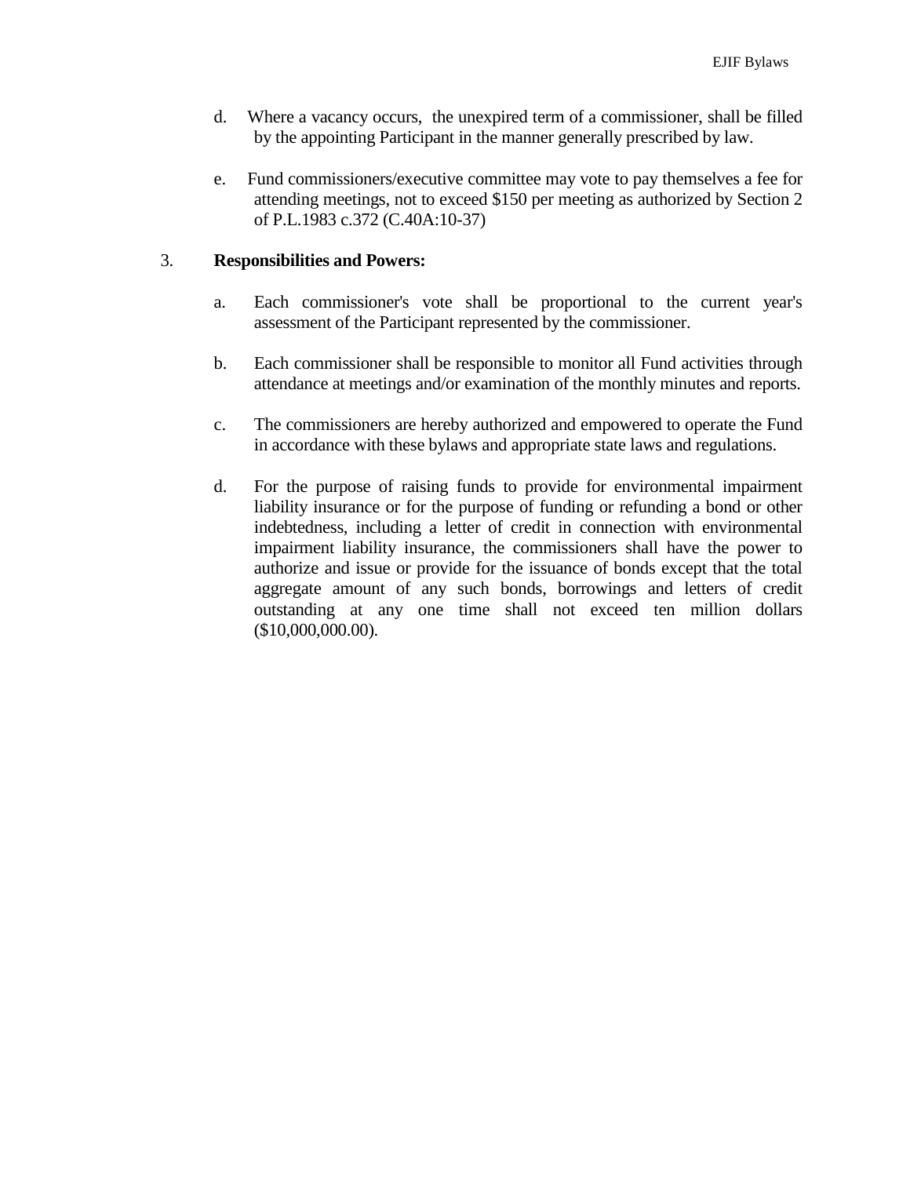d. Where a vacancy occurs, the unexpired term of a commissioner, shall be filled by the appointing Participant in the manner generally prescribed by law.

e. Fund commissioners/executive committee may vote to pay themselves a fee for attending meetings, not to exceed $150 per meeting as authorized by Section 2 of P.L.1983 c.372 (C.40A:10-37)

3. **Responsibilities and Powers:**

a. Each commissioner's vote shall be proportional to the current year's assessment of the Participant represented by the commissioner.

b. Each commissioner shall be responsible to monitor all Fund activities through attendance at meetings and/or examination of the monthly minutes and reports.

c. The commissioners are hereby authorized and empowered to operate the Fund in accordance with these bylaws and appropriate state laws and regulations.

d. For the purpose of raising funds to provide for environmental impairment liability insurance or for the purpose of funding or refunding a bond or other indebtedness, including a letter of credit in connection with environmental impairment liability insurance, the commissioners shall have the power to authorize and issue or provide for the issuance of bonds except that the total aggregate amount of any such bonds, borrowings and letters of credit outstanding at any one time shall not exceed ten million dollars ($10,000,000.00).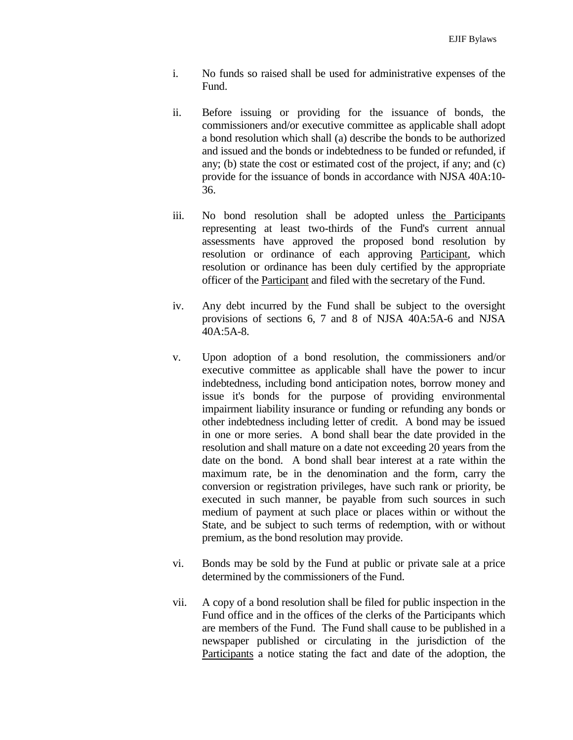i. No funds so raised shall be used for administrative expenses of the Fund.

ii. Before issuing or providing for the issuance of bonds, the commissioners and/or executive committee as applicable shall adopt a bond resolution which shall (a) describe the bonds to be authorized and issued and the bonds or indebtedness to be funded or refunded, if any; (b) state the cost or estimated cost of the project, if any; and (c) provide for the issuance of bonds in accordance with NJSA 40A:10-36.

iii. No bond resolution shall be adopted unless <u>the Participants</u> representing at least two-thirds of the Fund's current annual assessments have approved the proposed bond resolution by resolution or ordinance of each approving <u>Participant</u>, which resolution or ordinance has been duly certified by the appropriate officer of the <u>Participant</u> and filed with the secretary of the Fund.

iv. Any debt incurred by the Fund shall be subject to the oversight provisions of sections 6, 7 and 8 of NJSA 40A:5A-6 and NJSA 40A:5A-8.

v. Upon adoption of a bond resolution, the commissioners and/or executive committee as applicable shall have the power to incur indebtedness, including bond anticipation notes, borrow money and issue it's bonds for the purpose of providing environmental impairment liability insurance or funding or refunding any bonds or other indebtedness including letter of credit. A bond may be issued in one or more series. A bond shall bear the date provided in the resolution and shall mature on a date not exceeding 20 years from the date on the bond. A bond shall bear interest at a rate within the maximum rate, be in the denomination and the form, carry the conversion or registration privileges, have such rank or priority, be executed in such manner, be payable from such sources in such medium of payment at such place or places within or without the State, and be subject to such terms of redemption, with or without premium, as the bond resolution may provide.

vi. Bonds may be sold by the Fund at public or private sale at a price determined by the commissioners of the Fund.

vii. A copy of a bond resolution shall be filed for public inspection in the Fund office and in the offices of the clerks of the Participants which are members of the Fund. The Fund shall cause to be published in a newspaper published or circulating in the jurisdiction of the <u>Participants</u> a notice stating the fact and date of the adoption, the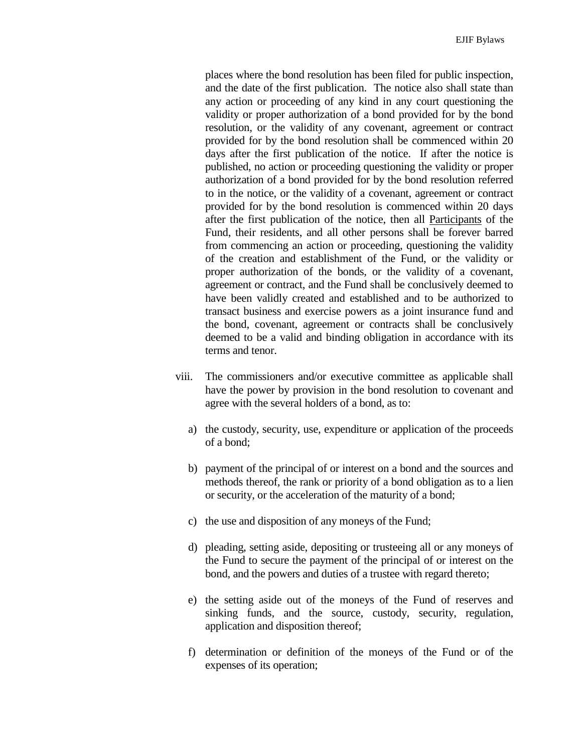places where the bond resolution has been filed for public inspection, and the date of the first publication. The notice also shall state than any action or proceeding of any kind in any court questioning the validity or proper authorization of a bond provided for by the bond resolution, or the validity of any covenant, agreement or contract provided for by the bond resolution shall be commenced within 20 days after the first publication of the notice. If after the notice is published, no action or proceeding questioning the validity or proper authorization of a bond provided for by the bond resolution referred to in the notice, or the validity of a covenant, agreement or contract provided for by the bond resolution is commenced within 20 days after the first publication of the notice, then all Participants of the Fund, their residents, and all other persons shall be forever barred from commencing an action or proceeding, questioning the validity of the creation and establishment of the Fund, or the validity or proper authorization of the bonds, or the validity of a covenant, agreement or contract, and the Fund shall be conclusively deemed to have been validly created and established and to be authorized to transact business and exercise powers as a joint insurance fund and the bond, covenant, agreement or contracts shall be conclusively deemed to be a valid and binding obligation in accordance with its terms and tenor.

viii. The commissioners and/or executive committee as applicable shall have the power by provision in the bond resolution to covenant and agree with the several holders of a bond, as to:

a) the custody, security, use, expenditure or application of the proceeds of a bond;

b) payment of the principal of or interest on a bond and the sources and methods thereof, the rank or priority of a bond obligation as to a lien or security, or the acceleration of the maturity of a bond;

c) the use and disposition of any moneys of the Fund;

d) pleading, setting aside, depositing or trusteeing all or any moneys of the Fund to secure the payment of the principal of or interest on the bond, and the powers and duties of a trustee with regard thereto;

e) the setting aside out of the moneys of the Fund of reserves and sinking funds, and the source, custody, security, regulation, application and disposition thereof;

f) determination or definition of the moneys of the Fund or of the expenses of its operation;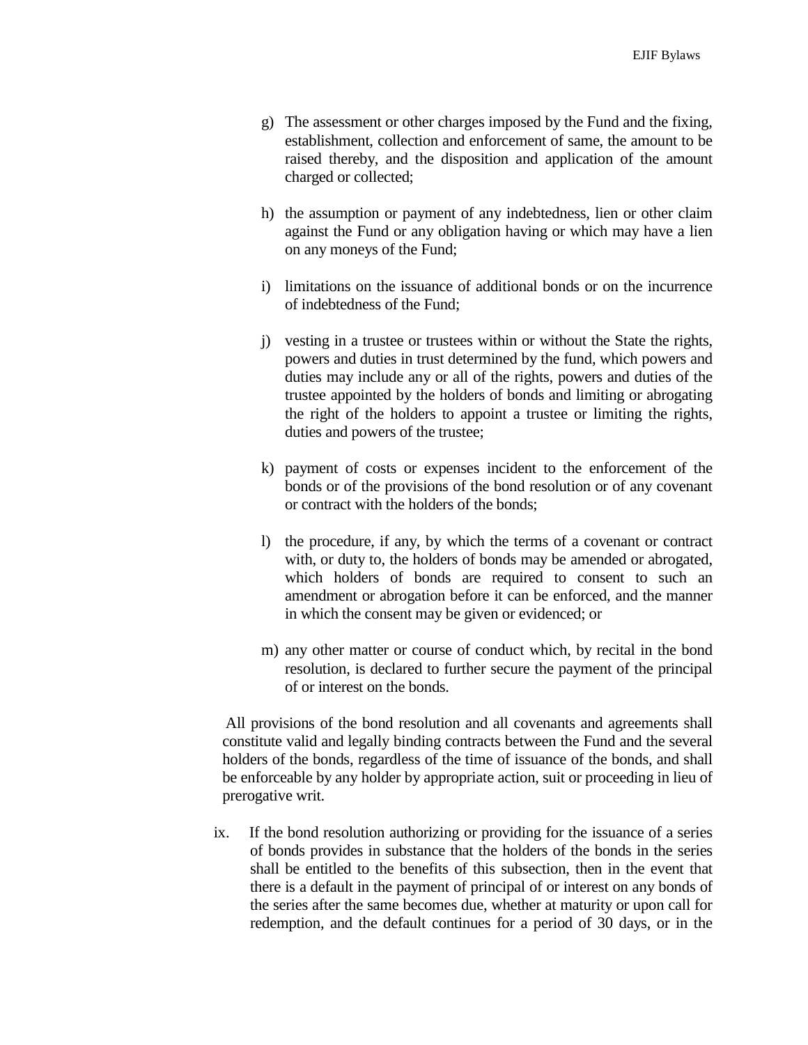g) The assessment or other charges imposed by the Fund and the fixing, establishment, collection and enforcement of same, the amount to be raised thereby, and the disposition and application of the amount charged or collected;

h) the assumption or payment of any indebtedness, lien or other claim against the Fund or any obligation having or which may have a lien on any moneys of the Fund;

i) limitations on the issuance of additional bonds or on the incurrence of indebtedness of the Fund;

j) vesting in a trustee or trustees within or without the State the rights, powers and duties in trust determined by the fund, which powers and duties may include any or all of the rights, powers and duties of the trustee appointed by the holders of bonds and limiting or abrogating the right of the holders to appoint a trustee or limiting the rights, duties and powers of the trustee;

k) payment of costs or expenses incident to the enforcement of the bonds or of the provisions of the bond resolution or of any covenant or contract with the holders of the bonds;

l) the procedure, if any, by which the terms of a covenant or contract with, or duty to, the holders of bonds may be amended or abrogated, which holders of bonds are required to consent to such an amendment or abrogation before it can be enforced, and the manner in which the consent may be given or evidenced; or

m) any other matter or course of conduct which, by recital in the bond resolution, is declared to further secure the payment of the principal of or interest on the bonds.

All provisions of the bond resolution and all covenants and agreements shall constitute valid and legally binding contracts between the Fund and the several holders of the bonds, regardless of the time of issuance of the bonds, and shall be enforceable by any holder by appropriate action, suit or proceeding in lieu of prerogative writ.

ix. If the bond resolution authorizing or providing for the issuance of a series of bonds provides in substance that the holders of the bonds in the series shall be entitled to the benefits of this subsection, then in the event that there is a default in the payment of principal of or interest on any bonds of the series after the same becomes due, whether at maturity or upon call for redemption, and the default continues for a period of 30 days, or in the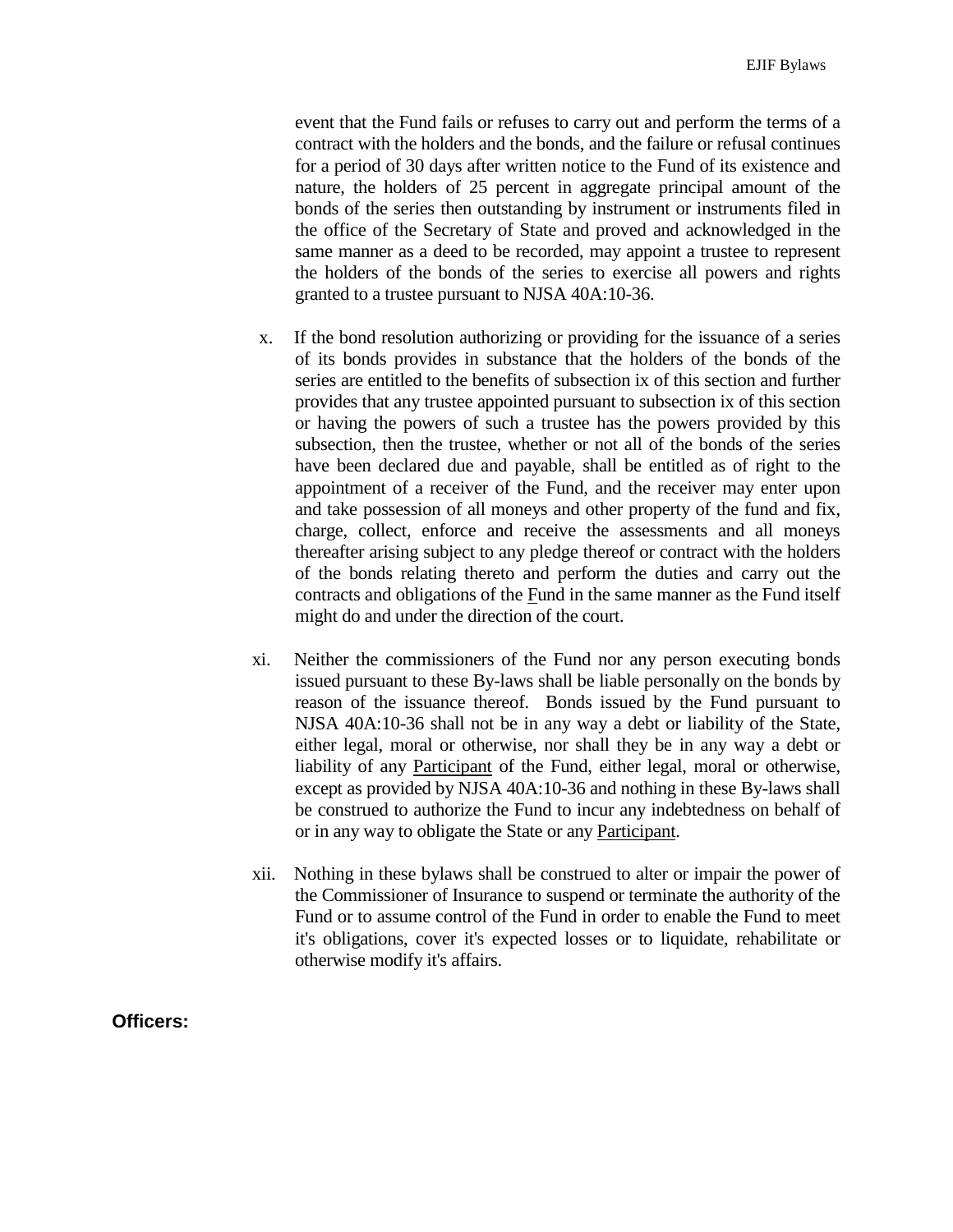event that the Fund fails or refuses to carry out and perform the terms of a contract with the holders and the bonds, and the failure or refusal continues for a period of 30 days after written notice to the Fund of its existence and nature, the holders of 25 percent in aggregate principal amount of the bonds of the series then outstanding by instrument or instruments filed in the office of the Secretary of State and proved and acknowledged in the same manner as a deed to be recorded, may appoint a trustee to represent the holders of the bonds of the series to exercise all powers and rights granted to a trustee pursuant to NJSA 40A:10-36.

x. If the bond resolution authorizing or providing for the issuance of a series of its bonds provides in substance that the holders of the bonds of the series are entitled to the benefits of subsection ix of this section and further provides that any trustee appointed pursuant to subsection ix of this section or having the powers of such a trustee has the powers provided by this subsection, then the trustee, whether or not all of the bonds of the series have been declared due and payable, shall be entitled as of right to the appointment of a receiver of the Fund, and the receiver may enter upon and take possession of all moneys and other property of the fund and fix, charge, collect, enforce and receive the assessments and all moneys thereafter arising subject to any pledge thereof or contract with the holders of the bonds relating thereto and perform the duties and carry out the contracts and obligations of the Fund in the same manner as the Fund itself might do and under the direction of the court.

xi. Neither the commissioners of the Fund nor any person executing bonds issued pursuant to these By-laws shall be liable personally on the bonds by reason of the issuance thereof. Bonds issued by the Fund pursuant to NJSA 40A:10-36 shall not be in any way a debt or liability of the State, either legal, moral or otherwise, nor shall they be in any way a debt or liability of any Participant of the Fund, either legal, moral or otherwise, except as provided by NJSA 40A:10-36 and nothing in these By-laws shall be construed to authorize the Fund to incur any indebtedness on behalf of or in any way to obligate the State or any Participant.

xii. Nothing in these bylaws shall be construed to alter or impair the power of the Commissioner of Insurance to suspend or terminate the authority of the Fund or to assume control of the Fund in order to enable the Fund to meet it's obligations, cover it's expected losses or to liquidate, rehabilitate or otherwise modify it's affairs.

**Officers:**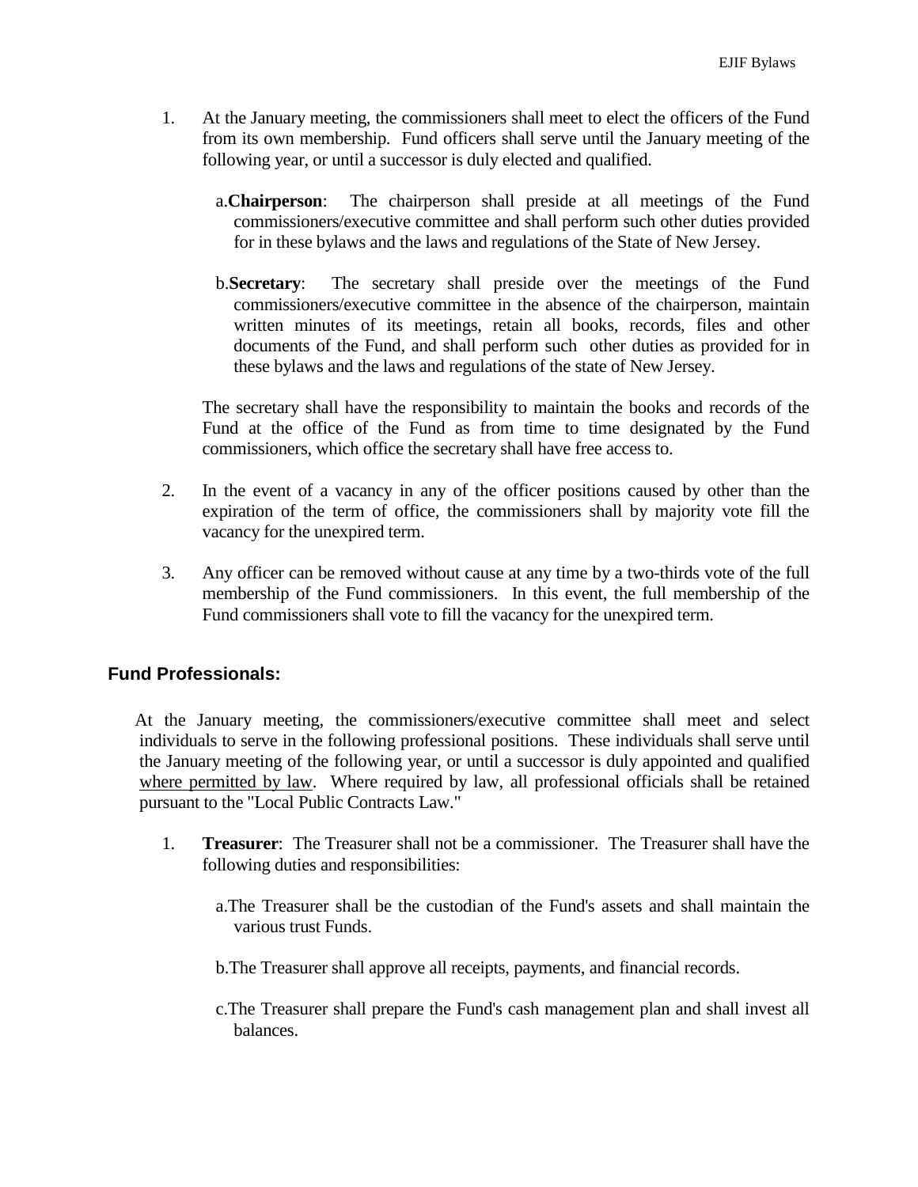1. At the January meeting, the commissioners shall meet to elect the officers of the Fund from its own membership. Fund officers shall serve until the January meeting of the following year, or until a successor is duly elected and qualified.

   a. **Chairperson**: The chairperson shall preside at all meetings of the Fund commissioners/executive committee and shall perform such other duties provided for in these bylaws and the laws and regulations of the State of New Jersey.

   b. **Secretary**: The secretary shall preside over the meetings of the Fund commissioners/executive committee in the absence of the chairperson, maintain written minutes of its meetings, retain all books, records, files and other documents of the Fund, and shall perform such other duties as provided for in these bylaws and the laws and regulations of the state of New Jersey.

   The secretary shall have the responsibility to maintain the books and records of the Fund at the office of the Fund as from time to time designated by the Fund commissioners, which office the secretary shall have free access to.

2. In the event of a vacancy in any of the officer positions caused by other than the expiration of the term of office, the commissioners shall by majority vote fill the vacancy for the unexpired term.

3. Any officer can be removed without cause at any time by a two-thirds vote of the full membership of the Fund commissioners. In this event, the full membership of the Fund commissioners shall vote to fill the vacancy for the unexpired term.

## Fund Professionals:

At the January meeting, the commissioners/executive committee shall meet and select individuals to serve in the following professional positions. These individuals shall serve until the January meeting of the following year, or until a successor is duly appointed and qualified <u>where permitted by law</u>. Where required by law, all professional officials shall be retained pursuant to the "Local Public Contracts Law."

1. **Treasurer**: The Treasurer shall not be a commissioner. The Treasurer shall have the following duties and responsibilities:

   a. The Treasurer shall be the custodian of the Fund's assets and shall maintain the various trust Funds.

   b. The Treasurer shall approve all receipts, payments, and financial records.

   c. The Treasurer shall prepare the Fund's cash management plan and shall invest all balances.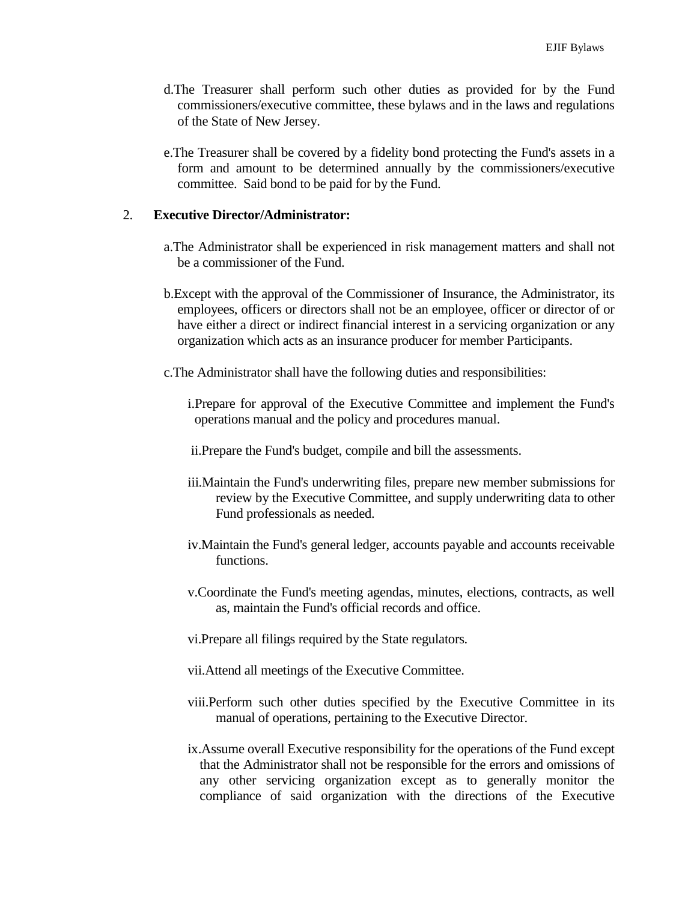d. The Treasurer shall perform such other duties as provided for by the Fund commissioners/executive committee, these bylaws and in the laws and regulations of the State of New Jersey.

e. The Treasurer shall be covered by a fidelity bond protecting the Fund's assets in a form and amount to be determined annually by the commissioners/executive committee. Said bond to be paid for by the Fund.

2. **Executive Director/Administrator:**

   a. The Administrator shall be experienced in risk management matters and shall not be a commissioner of the Fund.

   b. Except with the approval of the Commissioner of Insurance, the Administrator, its employees, officers or directors shall not be an employee, officer or director of or have either a direct or indirect financial interest in a servicing organization or any organization which acts as an insurance producer for member Participants.

   c. The Administrator shall have the following duties and responsibilities:

      i. Prepare for approval of the Executive Committee and implement the Fund's operations manual and the policy and procedures manual.

      ii. Prepare the Fund's budget, compile and bill the assessments.

      iii. Maintain the Fund's underwriting files, prepare new member submissions for review by the Executive Committee, and supply underwriting data to other Fund professionals as needed.

      iv. Maintain the Fund's general ledger, accounts payable and accounts receivable functions.

      v. Coordinate the Fund's meeting agendas, minutes, elections, contracts, as well as, maintain the Fund's official records and office.

      vi. Prepare all filings required by the State regulators.

      vii. Attend all meetings of the Executive Committee.

      viii. Perform such other duties specified by the Executive Committee in its manual of operations, pertaining to the Executive Director.

      ix. Assume overall Executive responsibility for the operations of the Fund except that the Administrator shall not be responsible for the errors and omissions of any other servicing organization except as to generally monitor the compliance of said organization with the directions of the Executive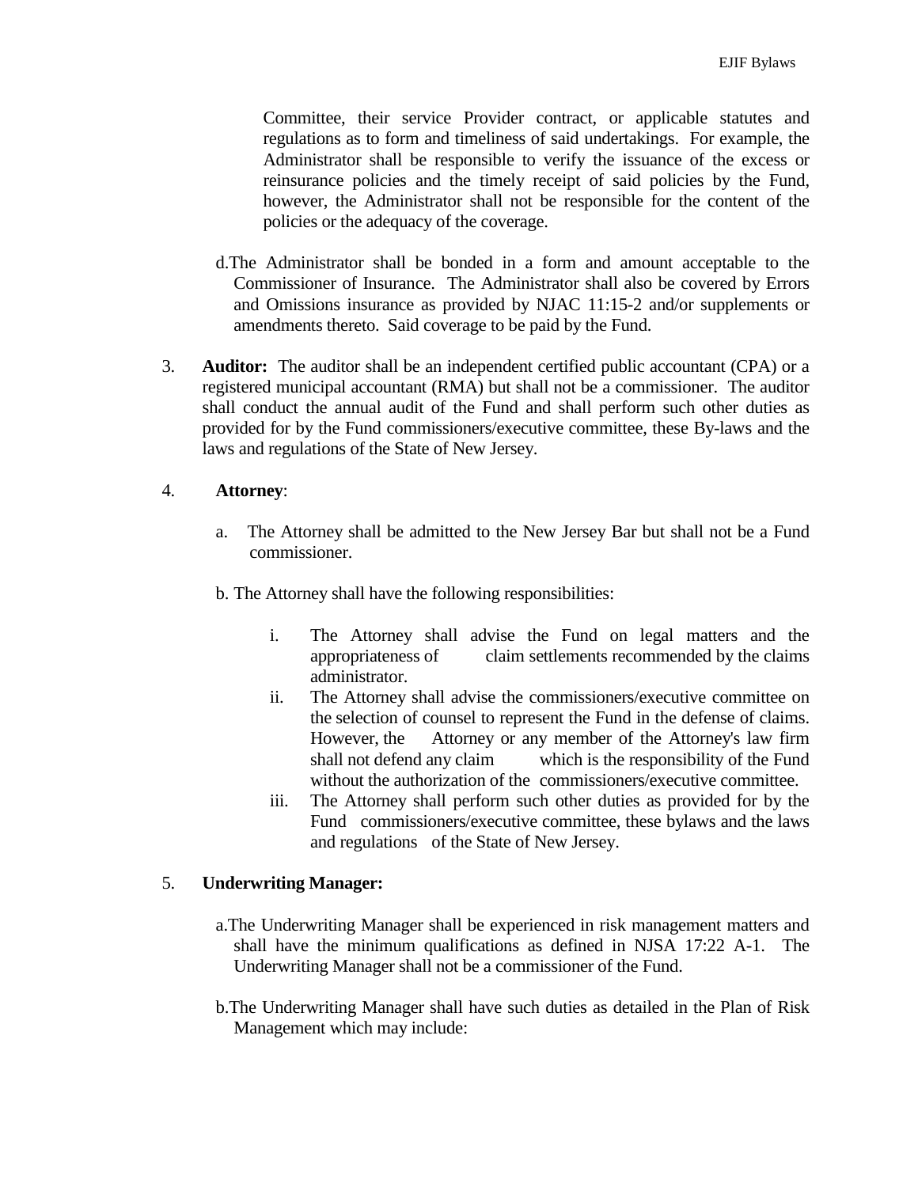Committee, their service Provider contract, or applicable statutes and regulations as to form and timeliness of said undertakings. For example, the Administrator shall be responsible to verify the issuance of the excess or reinsurance policies and the timely receipt of said policies by the Fund, however, the Administrator shall not be responsible for the content of the policies or the adequacy of the coverage.

d. The Administrator shall be bonded in a form and amount acceptable to the Commissioner of Insurance. The Administrator shall also be covered by Errors and Omissions insurance as provided by NJAC 11:15-2 and/or supplements or amendments thereto. Said coverage to be paid by the Fund.

3. **Auditor:** The auditor shall be an independent certified public accountant (CPA) or a registered municipal accountant (RMA) but shall not be a commissioner. The auditor shall conduct the annual audit of the Fund and shall perform such other duties as provided for by the Fund commissioners/executive committee, these By-laws and the laws and regulations of the State of New Jersey.

4. **Attorney**:

   a. The Attorney shall be admitted to the New Jersey Bar but shall not be a Fund commissioner.

   b. The Attorney shall have the following responsibilities:

      i. The Attorney shall advise the Fund on legal matters and the appropriateness of claim settlements recommended by the claims administrator.
      ii. The Attorney shall advise the commissioners/executive committee on the selection of counsel to represent the Fund in the defense of claims. However, the Attorney or any member of the Attorney's law firm shall not defend any claim which is the responsibility of the Fund without the authorization of the commissioners/executive committee.
      iii. The Attorney shall perform such other duties as provided for by the Fund commissioners/executive committee, these bylaws and the laws and regulations of the State of New Jersey.

5. **Underwriting Manager:**

   a. The Underwriting Manager shall be experienced in risk management matters and shall have the minimum qualifications as defined in NJSA 17:22 A-1. The Underwriting Manager shall not be a commissioner of the Fund.

   b. The Underwriting Manager shall have such duties as detailed in the Plan of Risk Management which may include: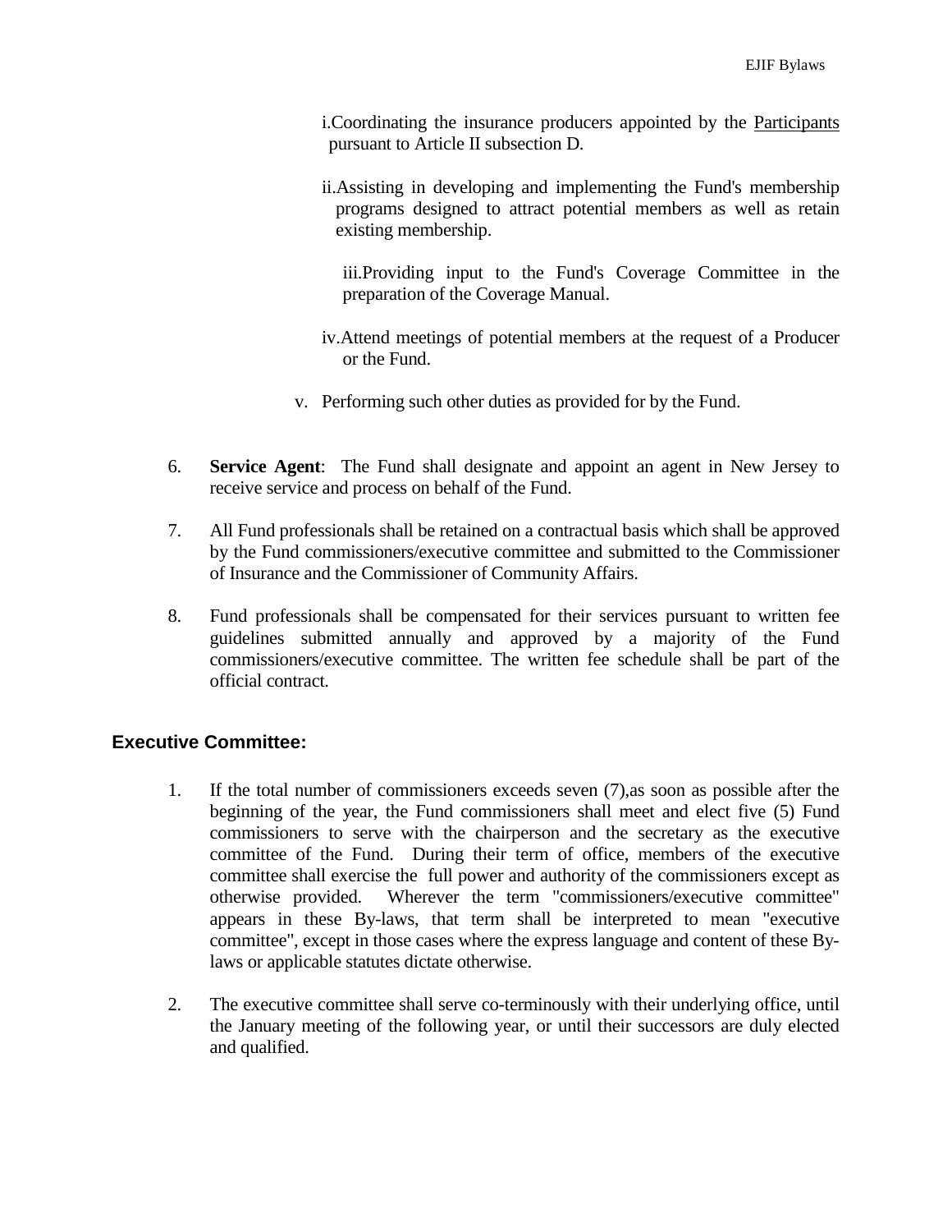i. Coordinating the insurance producers appointed by the Participants pursuant to Article II subsection D.

ii. Assisting in developing and implementing the Fund's membership programs designed to attract potential members as well as retain existing membership.

iii. Providing input to the Fund's Coverage Committee in the preparation of the Coverage Manual.

iv. Attend meetings of potential members at the request of a Producer or the Fund.

v. Performing such other duties as provided for by the Fund.

6. **Service Agent**: The Fund shall designate and appoint an agent in New Jersey to receive service and process on behalf of the Fund.

7. All Fund professionals shall be retained on a contractual basis which shall be approved by the Fund commissioners/executive committee and submitted to the Commissioner of Insurance and the Commissioner of Community Affairs.

8. Fund professionals shall be compensated for their services pursuant to written fee guidelines submitted annually and approved by a majority of the Fund commissioners/executive committee. The written fee schedule shall be part of the official contract.

## Executive Committee:

1. If the total number of commissioners exceeds seven (7),as soon as possible after the beginning of the year, the Fund commissioners shall meet and elect five (5) Fund commissioners to serve with the chairperson and the secretary as the executive committee of the Fund. During their term of office, members of the executive committee shall exercise the full power and authority of the commissioners except as otherwise provided. Wherever the term "commissioners/executive committee" appears in these By-laws, that term shall be interpreted to mean "executive committee", except in those cases where the express language and content of these By-laws or applicable statutes dictate otherwise.

2. The executive committee shall serve co-terminously with their underlying office, until the January meeting of the following year, or until their successors are duly elected and qualified.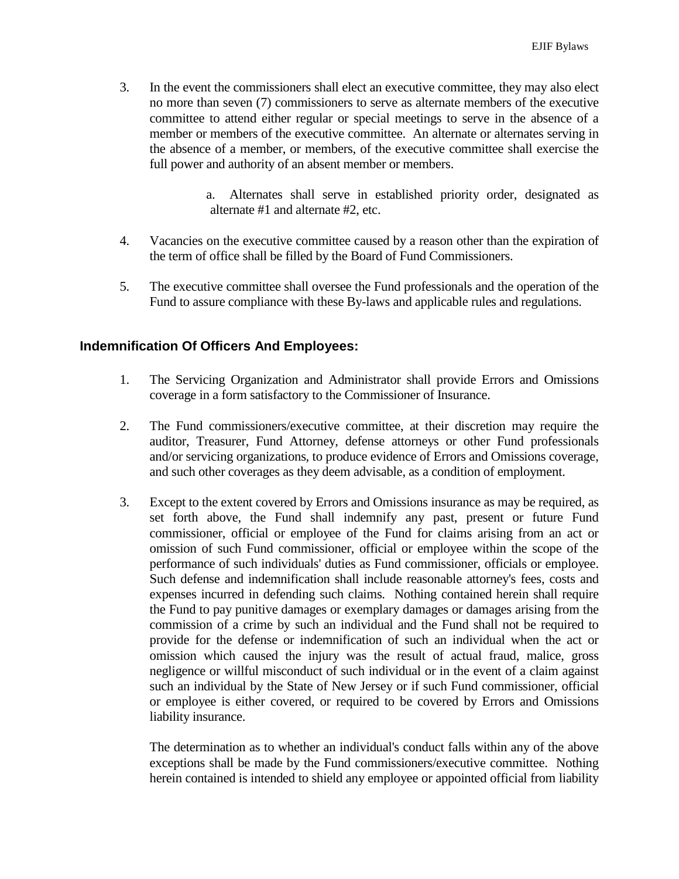3. In the event the commissioners shall elect an executive committee, they may also elect no more than seven (7) commissioners to serve as alternate members of the executive committee to attend either regular or special meetings to serve in the absence of a member or members of the executive committee. An alternate or alternates serving in the absence of a member, or members, of the executive committee shall exercise the full power and authority of an absent member or members.

   a. Alternates shall serve in established priority order, designated as alternate #1 and alternate #2, etc.

4. Vacancies on the executive committee caused by a reason other than the expiration of the term of office shall be filled by the Board of Fund Commissioners.

5. The executive committee shall oversee the Fund professionals and the operation of the Fund to assure compliance with these By-laws and applicable rules and regulations.

## Indemnification Of Officers And Employees:

1. The Servicing Organization and Administrator shall provide Errors and Omissions coverage in a form satisfactory to the Commissioner of Insurance.

2. The Fund commissioners/executive committee, at their discretion may require the auditor, Treasurer, Fund Attorney, defense attorneys or other Fund professionals and/or servicing organizations, to produce evidence of Errors and Omissions coverage, and such other coverages as they deem advisable, as a condition of employment.

3. Except to the extent covered by Errors and Omissions insurance as may be required, as set forth above, the Fund shall indemnify any past, present or future Fund commissioner, official or employee of the Fund for claims arising from an act or omission of such Fund commissioner, official or employee within the scope of the performance of such individuals' duties as Fund commissioner, officials or employee. Such defense and indemnification shall include reasonable attorney's fees, costs and expenses incurred in defending such claims. Nothing contained herein shall require the Fund to pay punitive damages or exemplary damages or damages arising from the commission of a crime by such an individual and the Fund shall not be required to provide for the defense or indemnification of such an individual when the act or omission which caused the injury was the result of actual fraud, malice, gross negligence or willful misconduct of such individual or in the event of a claim against such an individual by the State of New Jersey or if such Fund commissioner, official or employee is either covered, or required to be covered by Errors and Omissions liability insurance.

   The determination as to whether an individual's conduct falls within any of the above exceptions shall be made by the Fund commissioners/executive committee. Nothing herein contained is intended to shield any employee or appointed official from liability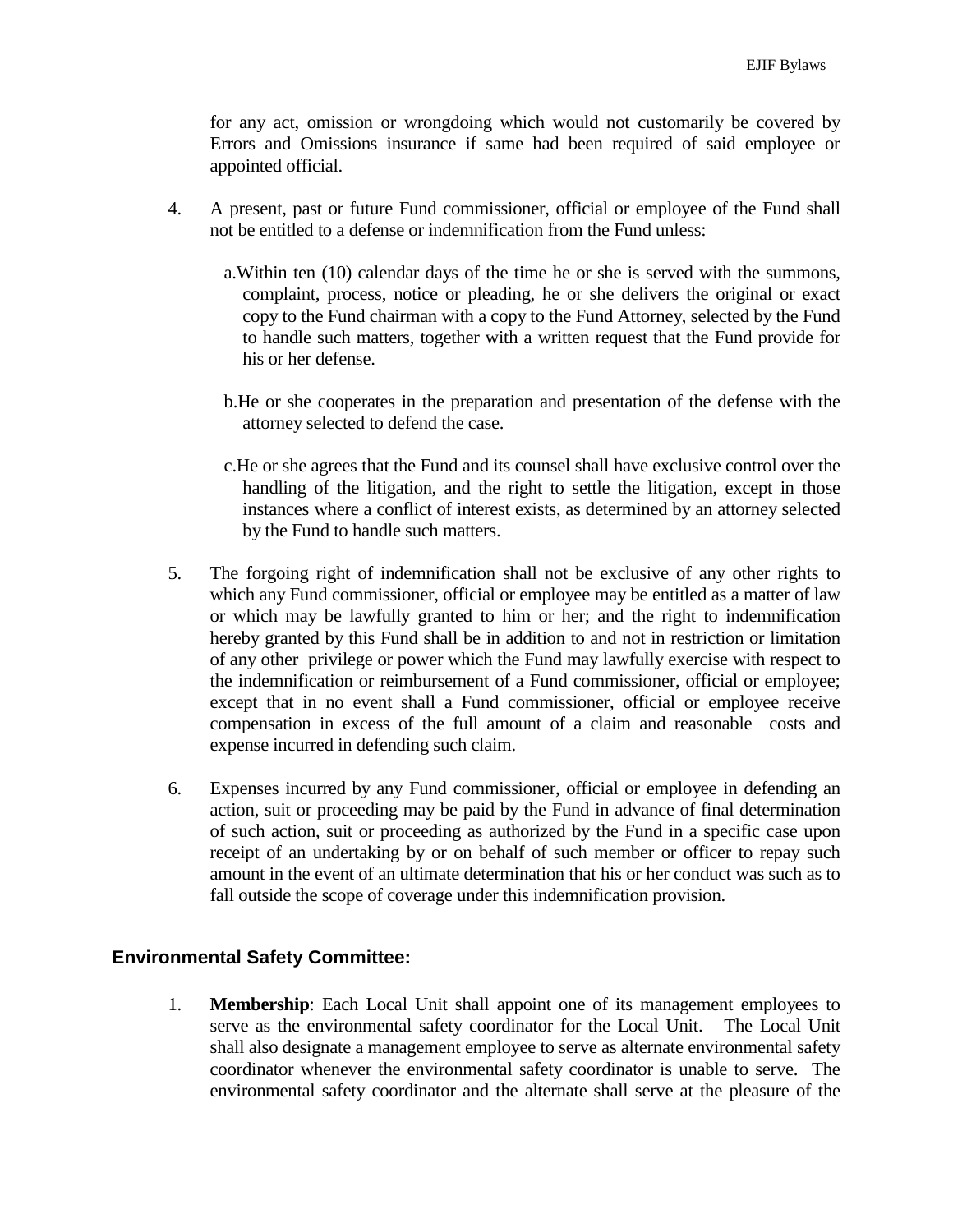for any act, omission or wrongdoing which would not customarily be covered by Errors and Omissions insurance if same had been required of said employee or appointed official.

4. A present, past or future Fund commissioner, official or employee of the Fund shall not be entitled to a defense or indemnification from the Fund unless:

   a. Within ten (10) calendar days of the time he or she is served with the summons, complaint, process, notice or pleading, he or she delivers the original or exact copy to the Fund chairman with a copy to the Fund Attorney, selected by the Fund to handle such matters, together with a written request that the Fund provide for his or her defense.

   b. He or she cooperates in the preparation and presentation of the defense with the attorney selected to defend the case.

   c. He or she agrees that the Fund and its counsel shall have exclusive control over the handling of the litigation, and the right to settle the litigation, except in those instances where a conflict of interest exists, as determined by an attorney selected by the Fund to handle such matters.

5. The forgoing right of indemnification shall not be exclusive of any other rights to which any Fund commissioner, official or employee may be entitled as a matter of law or which may be lawfully granted to him or her; and the right to indemnification hereby granted by this Fund shall be in addition to and not in restriction or limitation of any other privilege or power which the Fund may lawfully exercise with respect to the indemnification or reimbursement of a Fund commissioner, official or employee; except that in no event shall a Fund commissioner, official or employee receive compensation in excess of the full amount of a claim and reasonable costs and expense incurred in defending such claim.

6. Expenses incurred by any Fund commissioner, official or employee in defending an action, suit or proceeding may be paid by the Fund in advance of final determination of such action, suit or proceeding as authorized by the Fund in a specific case upon receipt of an undertaking by or on behalf of such member or officer to repay such amount in the event of an ultimate determination that his or her conduct was such as to fall outside the scope of coverage under this indemnification provision.

## Environmental Safety Committee:

1. **Membership**: Each Local Unit shall appoint one of its management employees to serve as the environmental safety coordinator for the Local Unit. The Local Unit shall also designate a management employee to serve as alternate environmental safety coordinator whenever the environmental safety coordinator is unable to serve. The environmental safety coordinator and the alternate shall serve at the pleasure of the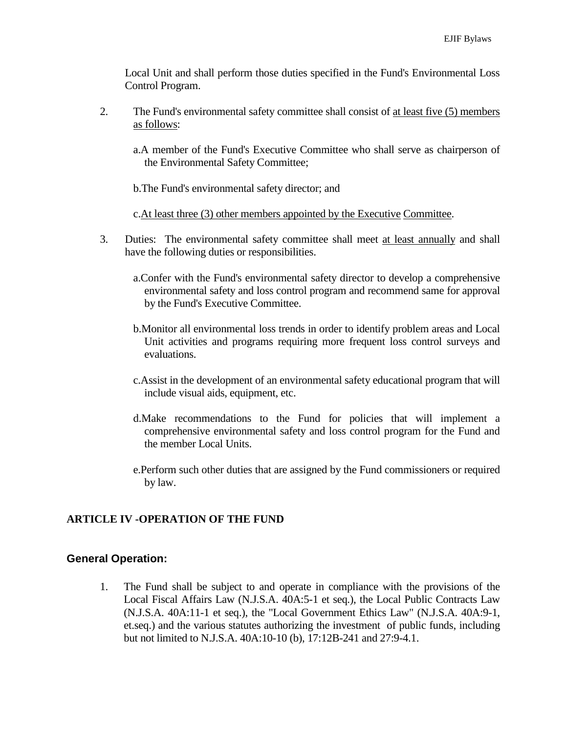Local Unit and shall perform those duties specified in the Fund's Environmental Loss Control Program.

2. The Fund's environmental safety committee shall consist of <u>at least five (5) members as follows</u>:

   a. A member of the Fund's Executive Committee who shall serve as chairperson of the Environmental Safety Committee;

   b. The Fund's environmental safety director; and

   c. <u>At least three (3) other members appointed by the Executive Committee</u>.

3. Duties: The environmental safety committee shall meet <u>at least annually</u> and shall have the following duties or responsibilities.

   a. Confer with the Fund's environmental safety director to develop a comprehensive environmental safety and loss control program and recommend same for approval by the Fund's Executive Committee.

   b. Monitor all environmental loss trends in order to identify problem areas and Local Unit activities and programs requiring more frequent loss control surveys and evaluations.

   c. Assist in the development of an environmental safety educational program that will include visual aids, equipment, etc.

   d. Make recommendations to the Fund for policies that will implement a comprehensive environmental safety and loss control program for the Fund and the member Local Units.

   e. Perform such other duties that are assigned by the Fund commissioners or required by law.

## ARTICLE IV -OPERATION OF THE FUND

### General Operation:

1. The Fund shall be subject to and operate in compliance with the provisions of the Local Fiscal Affairs Law (N.J.S.A. 40A:5-1 et seq.), the Local Public Contracts Law (N.J.S.A. 40A:11-1 et seq.), the "Local Government Ethics Law" (N.J.S.A. 40A:9-1, et.seq.) and the various statutes authorizing the investment of public funds, including but not limited to N.J.S.A. 40A:10-10 (b), 17:12B-241 and 27:9-4.1.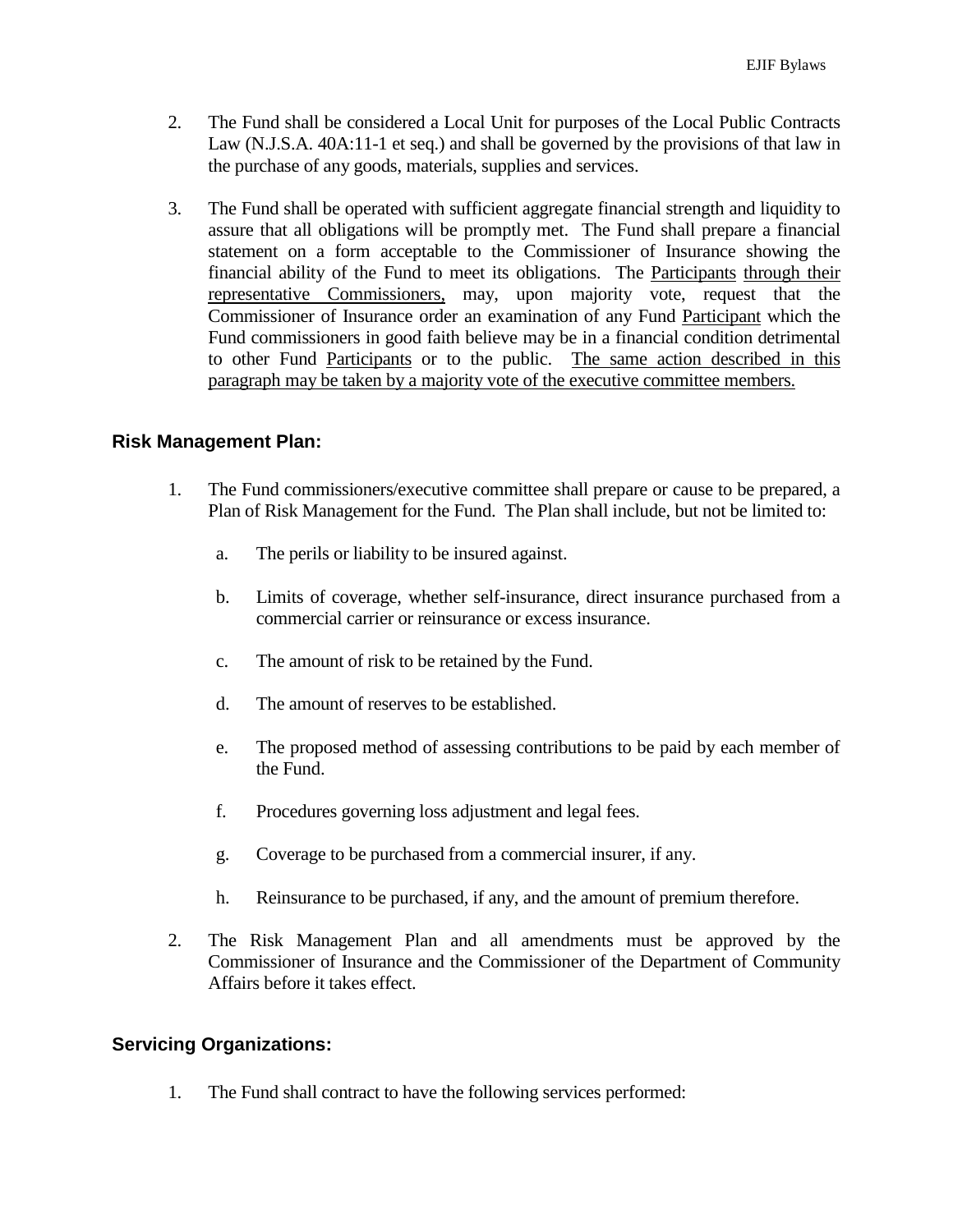2. The Fund shall be considered a Local Unit for purposes of the Local Public Contracts Law (N.J.S.A. 40A:11-1 et seq.) and shall be governed by the provisions of that law in the purchase of any goods, materials, supplies and services.

3. The Fund shall be operated with sufficient aggregate financial strength and liquidity to assure that all obligations will be promptly met. The Fund shall prepare a financial statement on a form acceptable to the Commissioner of Insurance showing the financial ability of the Fund to meet its obligations. The <u>Participants</u> <u>through their representative Commissioners,</u> may, upon majority vote, request that the Commissioner of Insurance order an examination of any Fund <u>Participant</u> which the Fund commissioners in good faith believe may be in a financial condition detrimental to other Fund <u>Participants</u> or to the public. <u>The same action described in this paragraph may be taken by a majority vote of the executive committee members.</u>

### Risk Management Plan:

1. The Fund commissioners/executive committee shall prepare or cause to be prepared, a Plan of Risk Management for the Fund. The Plan shall include, but not be limited to:

   a. The perils or liability to be insured against.

   b. Limits of coverage, whether self-insurance, direct insurance purchased from a commercial carrier or reinsurance or excess insurance.

   c. The amount of risk to be retained by the Fund.

   d. The amount of reserves to be established.

   e. The proposed method of assessing contributions to be paid by each member of the Fund.

   f. Procedures governing loss adjustment and legal fees.

   g. Coverage to be purchased from a commercial insurer, if any.

   h. Reinsurance to be purchased, if any, and the amount of premium therefore.

2. The Risk Management Plan and all amendments must be approved by the Commissioner of Insurance and the Commissioner of the Department of Community Affairs before it takes effect.

### Servicing Organizations:

1. The Fund shall contract to have the following services performed: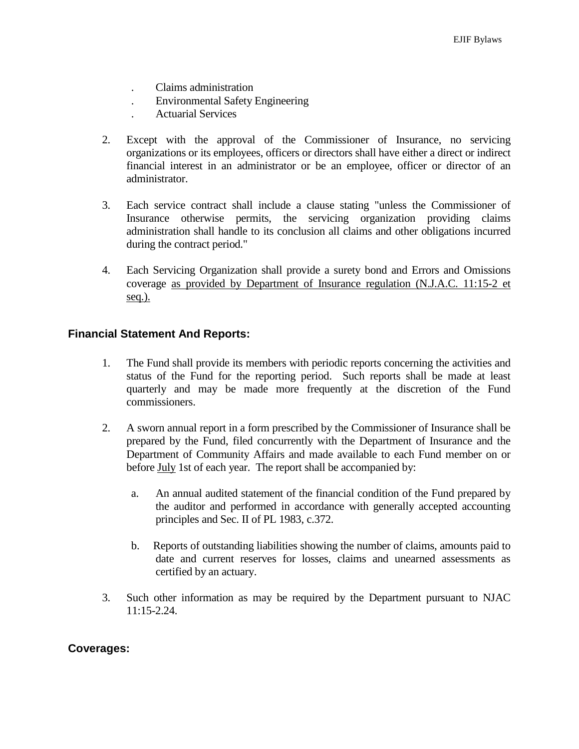- Claims administration
- Environmental Safety Engineering
- Actuarial Services

2. Except with the approval of the Commissioner of Insurance, no servicing organizations or its employees, officers or directors shall have either a direct or indirect financial interest in an administrator or be an employee, officer or director of an administrator.

3. Each service contract shall include a clause stating "unless the Commissioner of Insurance otherwise permits, the servicing organization providing claims administration shall handle to its conclusion all claims and other obligations incurred during the contract period."

4. Each Servicing Organization shall provide a surety bond and Errors and Omissions coverage <u>as provided by Department of Insurance regulation (N.J.A.C. 11:15-2 et seq.).</u>

### Financial Statement And Reports:

1. The Fund shall provide its members with periodic reports concerning the activities and status of the Fund for the reporting period. Such reports shall be made at least quarterly and may be made more frequently at the discretion of the Fund commissioners.

2. A sworn annual report in a form prescribed by the Commissioner of Insurance shall be prepared by the Fund, filed concurrently with the Department of Insurance and the Department of Community Affairs and made available to each Fund member on or before <u>July</u> 1st of each year. The report shall be accompanied by:

   a. An annual audited statement of the financial condition of the Fund prepared by the auditor and performed in accordance with generally accepted accounting principles and Sec. II of PL 1983, c.372.

   b. Reports of outstanding liabilities showing the number of claims, amounts paid to date and current reserves for losses, claims and unearned assessments as certified by an actuary.

3. Such other information as may be required by the Department pursuant to NJAC 11:15-2.24.

### Coverages: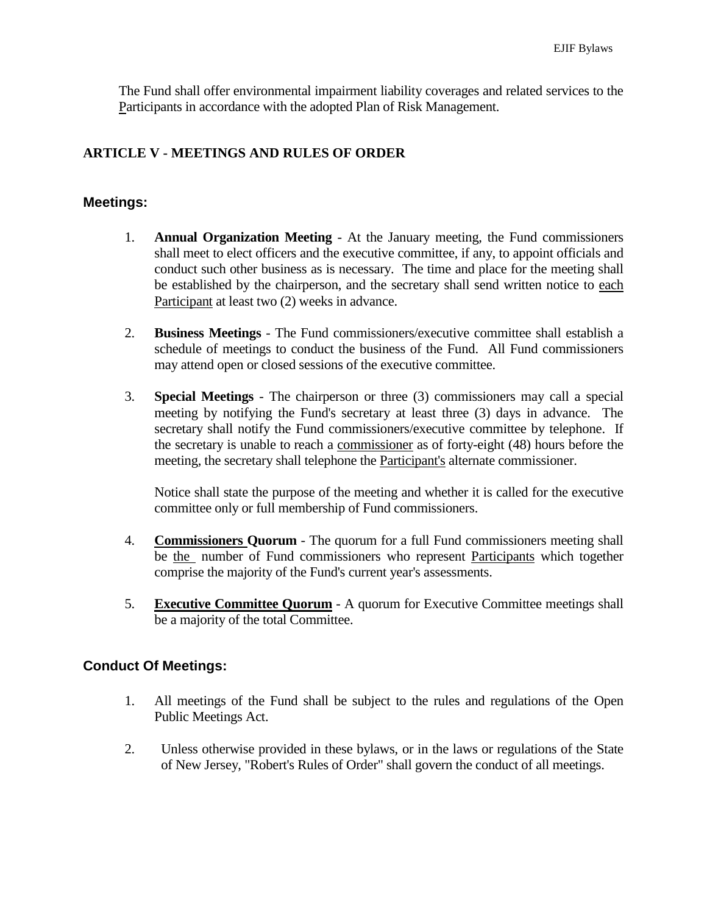The Fund shall offer environmental impairment liability coverages and related services to the Participants in accordance with the adopted Plan of Risk Management.

## ARTICLE V - MEETINGS AND RULES OF ORDER

### Meetings:

1. **Annual Organization Meeting** - At the January meeting, the Fund commissioners shall meet to elect officers and the executive committee, if any, to appoint officials and conduct such other business as is necessary. The time and place for the meeting shall be established by the chairperson, and the secretary shall send written notice to each Participant at least two (2) weeks in advance.

2. **Business Meetings** - The Fund commissioners/executive committee shall establish a schedule of meetings to conduct the business of the Fund. All Fund commissioners may attend open or closed sessions of the executive committee.

3. **Special Meetings** - The chairperson or three (3) commissioners may call a special meeting by notifying the Fund's secretary at least three (3) days in advance. The secretary shall notify the Fund commissioners/executive committee by telephone. If the secretary is unable to reach a commissioner as of forty-eight (48) hours before the meeting, the secretary shall telephone the Participant's alternate commissioner.

   Notice shall state the purpose of the meeting and whether it is called for the executive committee only or full membership of Fund commissioners.

4. **Commissioners Quorum** - The quorum for a full Fund commissioners meeting shall be the number of Fund commissioners who represent Participants which together comprise the majority of the Fund's current year's assessments.

5. **Executive Committee Quorum** - A quorum for Executive Committee meetings shall be a majority of the total Committee.

### Conduct Of Meetings:

1. All meetings of the Fund shall be subject to the rules and regulations of the Open Public Meetings Act.

2. Unless otherwise provided in these bylaws, or in the laws or regulations of the State of New Jersey, "Robert's Rules of Order" shall govern the conduct of all meetings.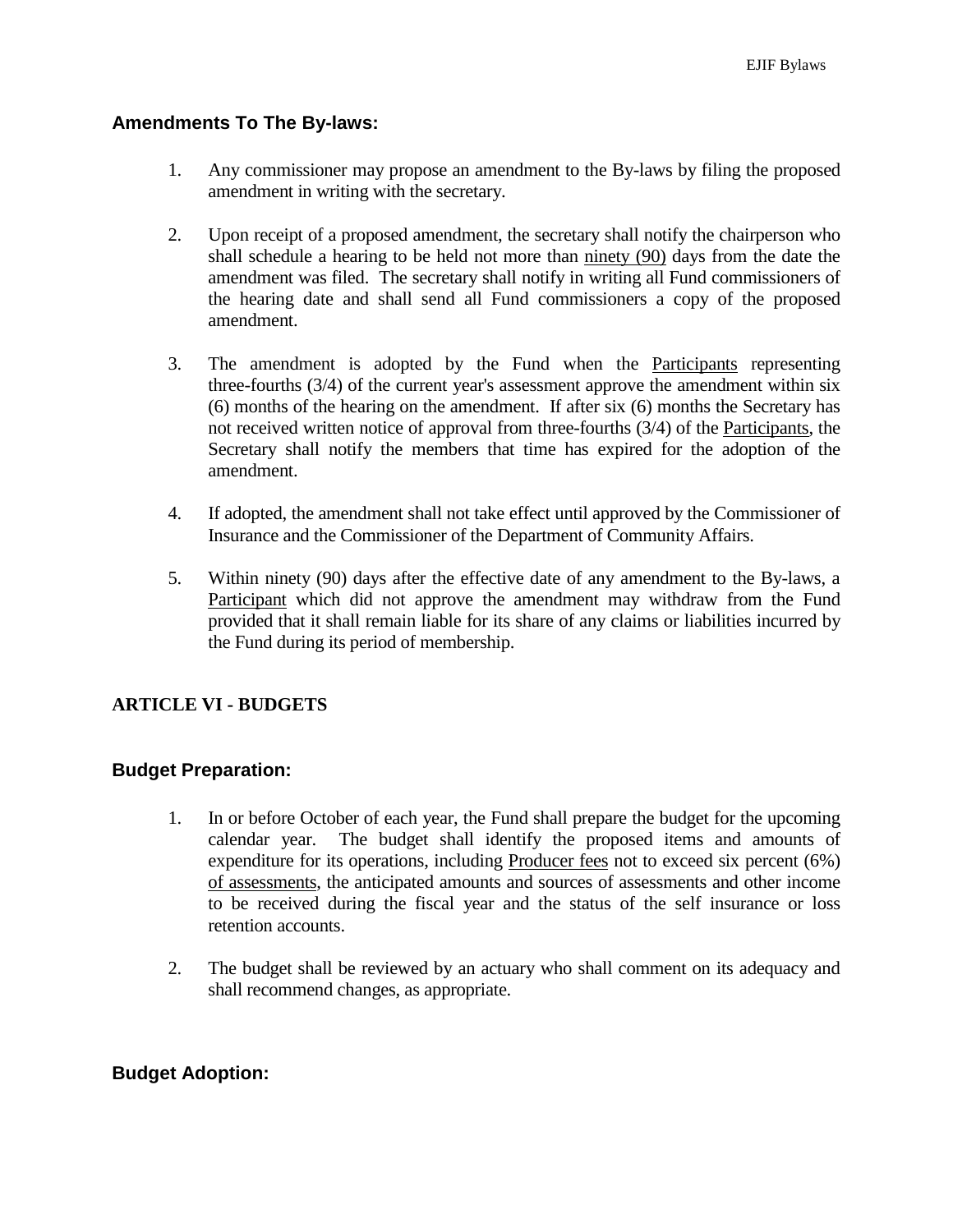### Amendments To The By-laws:

1. Any commissioner may propose an amendment to the By-laws by filing the proposed amendment in writing with the secretary.

2. Upon receipt of a proposed amendment, the secretary shall notify the chairperson who shall schedule a hearing to be held not more than ninety (90) days from the date the amendment was filed. The secretary shall notify in writing all Fund commissioners of the hearing date and shall send all Fund commissioners a copy of the proposed amendment.

3. The amendment is adopted by the Fund when the Participants representing three-fourths (3/4) of the current year's assessment approve the amendment within six (6) months of the hearing on the amendment. If after six (6) months the Secretary has not received written notice of approval from three-fourths (3/4) of the Participants, the Secretary shall notify the members that time has expired for the adoption of the amendment.

4. If adopted, the amendment shall not take effect until approved by the Commissioner of Insurance and the Commissioner of the Department of Community Affairs.

5. Within ninety (90) days after the effective date of any amendment to the By-laws, a Participant which did not approve the amendment may withdraw from the Fund provided that it shall remain liable for its share of any claims or liabilities incurred by the Fund during its period of membership.

## ARTICLE VI - BUDGETS

### Budget Preparation:

1. In or before October of each year, the Fund shall prepare the budget for the upcoming calendar year. The budget shall identify the proposed items and amounts of expenditure for its operations, including Producer fees not to exceed six percent (6%) of assessments, the anticipated amounts and sources of assessments and other income to be received during the fiscal year and the status of the self insurance or loss retention accounts.

2. The budget shall be reviewed by an actuary who shall comment on its adequacy and shall recommend changes, as appropriate.

### Budget Adoption: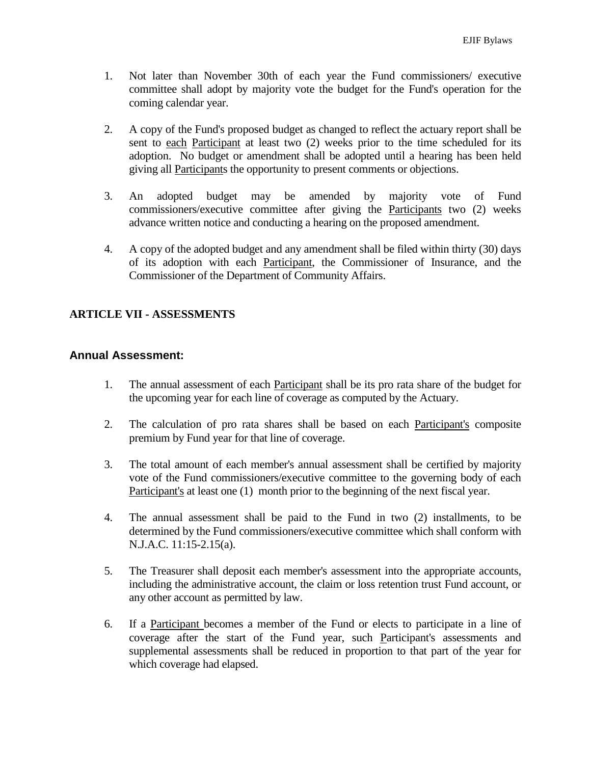1. Not later than November 30th of each year the Fund commissioners/ executive committee shall adopt by majority vote the budget for the Fund's operation for the coming calendar year.

2. A copy of the Fund's proposed budget as changed to reflect the actuary report shall be sent to each Participant at least two (2) weeks prior to the time scheduled for its adoption. No budget or amendment shall be adopted until a hearing has been held giving all Participants the opportunity to present comments or objections.

3. An adopted budget may be amended by majority vote of Fund commissioners/executive committee after giving the Participants two (2) weeks advance written notice and conducting a hearing on the proposed amendment.

4. A copy of the adopted budget and any amendment shall be filed within thirty (30) days of its adoption with each Participant, the Commissioner of Insurance, and the Commissioner of the Department of Community Affairs.

## ARTICLE VII - ASSESSMENTS

### Annual Assessment:

1. The annual assessment of each Participant shall be its pro rata share of the budget for the upcoming year for each line of coverage as computed by the Actuary.

2. The calculation of pro rata shares shall be based on each Participant's composite premium by Fund year for that line of coverage.

3. The total amount of each member's annual assessment shall be certified by majority vote of the Fund commissioners/executive committee to the governing body of each Participant's at least one (1) month prior to the beginning of the next fiscal year.

4. The annual assessment shall be paid to the Fund in two (2) installments, to be determined by the Fund commissioners/executive committee which shall conform with N.J.A.C. 11:15-2.15(a).

5. The Treasurer shall deposit each member's assessment into the appropriate accounts, including the administrative account, the claim or loss retention trust Fund account, or any other account as permitted by law.

6. If a Participant becomes a member of the Fund or elects to participate in a line of coverage after the start of the Fund year, such Participant's assessments and supplemental assessments shall be reduced in proportion to that part of the year for which coverage had elapsed.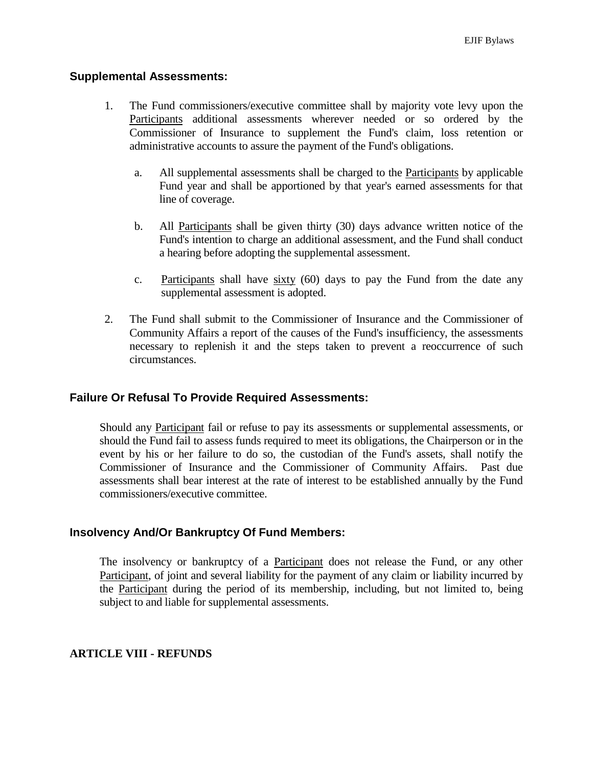### Supplemental Assessments:

1. The Fund commissioners/executive committee shall by majority vote levy upon the <u>Participants</u> additional assessments wherever needed or so ordered by the Commissioner of Insurance to supplement the Fund's claim, loss retention or administrative accounts to assure the payment of the Fund's obligations.

   a. All supplemental assessments shall be charged to the <u>Participants</u> by applicable Fund year and shall be apportioned by that year's earned assessments for that line of coverage.

   b. All <u>Participants</u> shall be given thirty (30) days advance written notice of the Fund's intention to charge an additional assessment, and the Fund shall conduct a hearing before adopting the supplemental assessment.

   c. <u>Participants</u> shall have <u>sixty</u> (60) days to pay the Fund from the date any supplemental assessment is adopted.

2. The Fund shall submit to the Commissioner of Insurance and the Commissioner of Community Affairs a report of the causes of the Fund's insufficiency, the assessments necessary to replenish it and the steps taken to prevent a reoccurrence of such circumstances.

### Failure Or Refusal To Provide Required Assessments:

Should any <u>Participant</u> fail or refuse to pay its assessments or supplemental assessments, or should the Fund fail to assess funds required to meet its obligations, the Chairperson or in the event by his or her failure to do so, the custodian of the Fund's assets, shall notify the Commissioner of Insurance and the Commissioner of Community Affairs. Past due assessments shall bear interest at the rate of interest to be established annually by the Fund commissioners/executive committee.

### Insolvency And/Or Bankruptcy Of Fund Members:

The insolvency or bankruptcy of a <u>Participant</u> does not release the Fund, or any other <u>Participant</u>, of joint and several liability for the payment of any claim or liability incurred by the <u>Participant</u> during the period of its membership, including, but not limited to, being subject to and liable for supplemental assessments.

## ARTICLE VIII - REFUNDS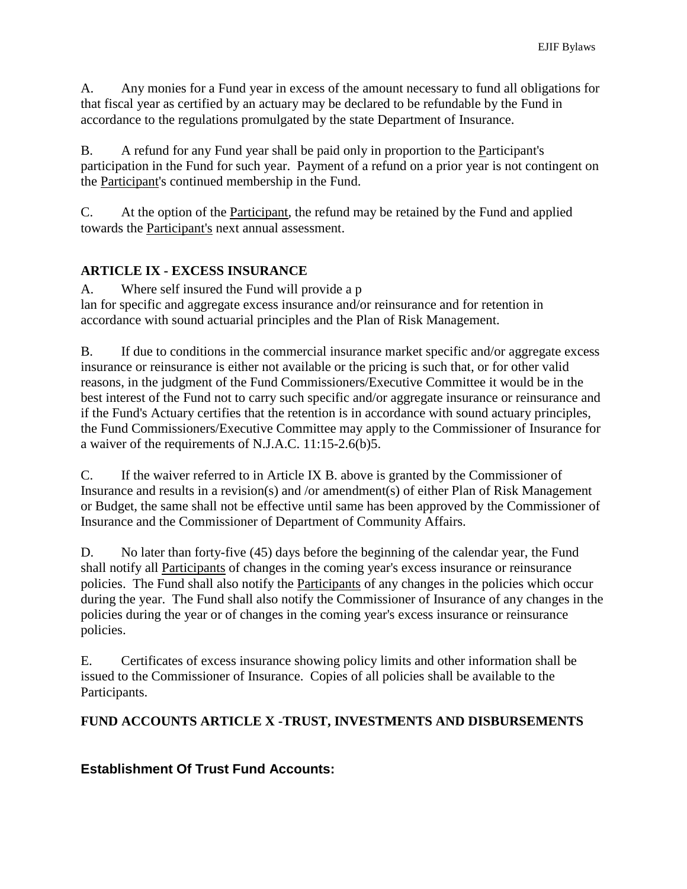A. Any monies for a Fund year in excess of the amount necessary to fund all obligations for that fiscal year as certified by an actuary may be declared to be refundable by the Fund in accordance to the regulations promulgated by the state Department of Insurance.

B. A refund for any Fund year shall be paid only in proportion to the Participant's participation in the Fund for such year. Payment of a refund on a prior year is not contingent on the Participant's continued membership in the Fund.

C. At the option of the Participant, the refund may be retained by the Fund and applied towards the Participant's next annual assessment.

**ARTICLE IX - EXCESS INSURANCE**

A. Where self insured the Fund will provide a p
lan for specific and aggregate excess insurance and/or reinsurance and for retention in accordance with sound actuarial principles and the Plan of Risk Management.

B. If due to conditions in the commercial insurance market specific and/or aggregate excess insurance or reinsurance is either not available or the pricing is such that, or for other valid reasons, in the judgment of the Fund Commissioners/Executive Committee it would be in the best interest of the Fund not to carry such specific and/or aggregate insurance or reinsurance and if the Fund's Actuary certifies that the retention is in accordance with sound actuary principles, the Fund Commissioners/Executive Committee may apply to the Commissioner of Insurance for a waiver of the requirements of N.J.A.C. 11:15-2.6(b)5.

C. If the waiver referred to in Article IX B. above is granted by the Commissioner of Insurance and results in a revision(s) and /or amendment(s) of either Plan of Risk Management or Budget, the same shall not be effective until same has been approved by the Commissioner of Insurance and the Commissioner of Department of Community Affairs.

D. No later than forty-five (45) days before the beginning of the calendar year, the Fund shall notify all Participants of changes in the coming year's excess insurance or reinsurance policies. The Fund shall also notify the Participants of any changes in the policies which occur during the year. The Fund shall also notify the Commissioner of Insurance of any changes in the policies during the year or of changes in the coming year's excess insurance or reinsurance policies.

E. Certificates of excess insurance showing policy limits and other information shall be issued to the Commissioner of Insurance. Copies of all policies shall be available to the Participants.

**FUND ACCOUNTS ARTICLE X -TRUST, INVESTMENTS AND DISBURSEMENTS**

**Establishment Of Trust Fund Accounts:**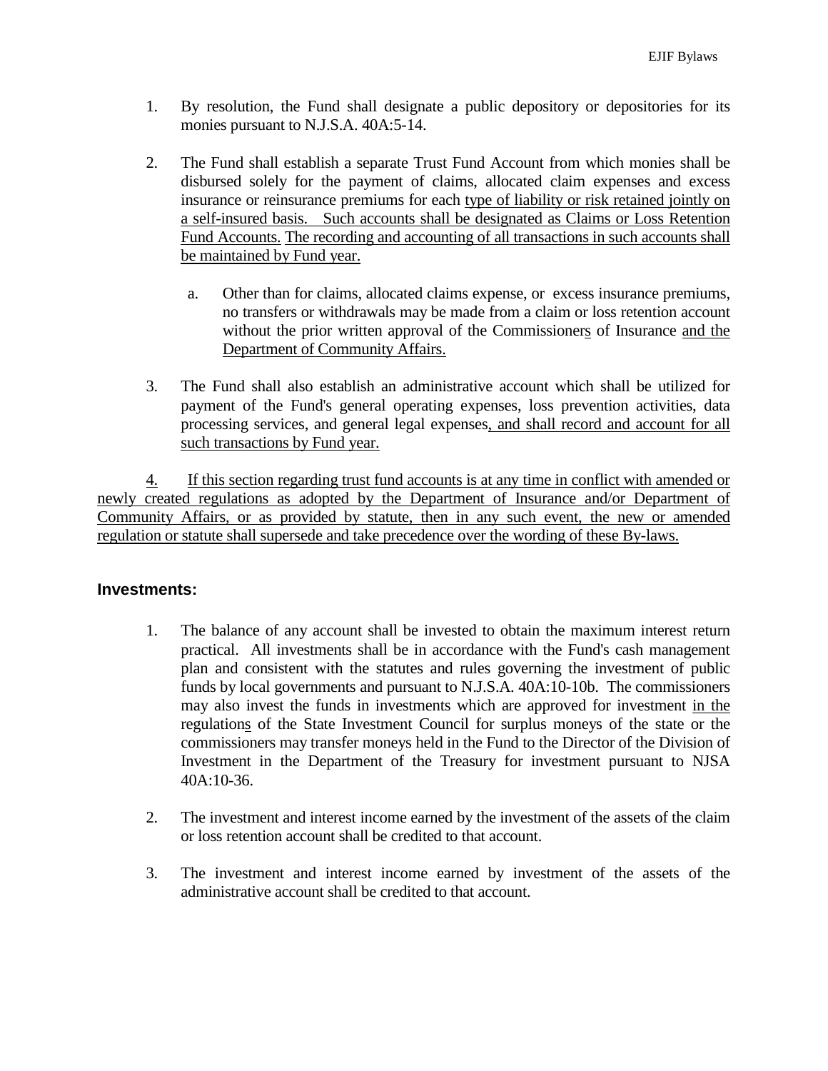1. By resolution, the Fund shall designate a public depository or depositories for its monies pursuant to N.J.S.A. 40A:5-14.

2. The Fund shall establish a separate Trust Fund Account from which monies shall be disbursed solely for the payment of claims, allocated claim expenses and excess insurance or reinsurance premiums for each type of liability or risk retained jointly on a self-insured basis. Such accounts shall be designated as Claims or Loss Retention Fund Accounts. The recording and accounting of all transactions in such accounts shall be maintained by Fund year.

   a. Other than for claims, allocated claims expense, or excess insurance premiums, no transfers or withdrawals may be made from a claim or loss retention account without the prior written approval of the Commissioners of Insurance and the Department of Community Affairs.

3. The Fund shall also establish an administrative account which shall be utilized for payment of the Fund's general operating expenses, loss prevention activities, data processing services, and general legal expenses, and shall record and account for all such transactions by Fund year.

4. If this section regarding trust fund accounts is at any time in conflict with amended or newly created regulations as adopted by the Department of Insurance and/or Department of Community Affairs, or as provided by statute, then in any such event, the new or amended regulation or statute shall supersede and take precedence over the wording of these By-laws.

### Investments:

1. The balance of any account shall be invested to obtain the maximum interest return practical. All investments shall be in accordance with the Fund's cash management plan and consistent with the statutes and rules governing the investment of public funds by local governments and pursuant to N.J.S.A. 40A:10-10b. The commissioners may also invest the funds in investments which are approved for investment in the regulations of the State Investment Council for surplus moneys of the state or the commissioners may transfer moneys held in the Fund to the Director of the Division of Investment in the Department of the Treasury for investment pursuant to NJSA 40A:10-36.

2. The investment and interest income earned by the investment of the assets of the claim or loss retention account shall be credited to that account.

3. The investment and interest income earned by investment of the assets of the administrative account shall be credited to that account.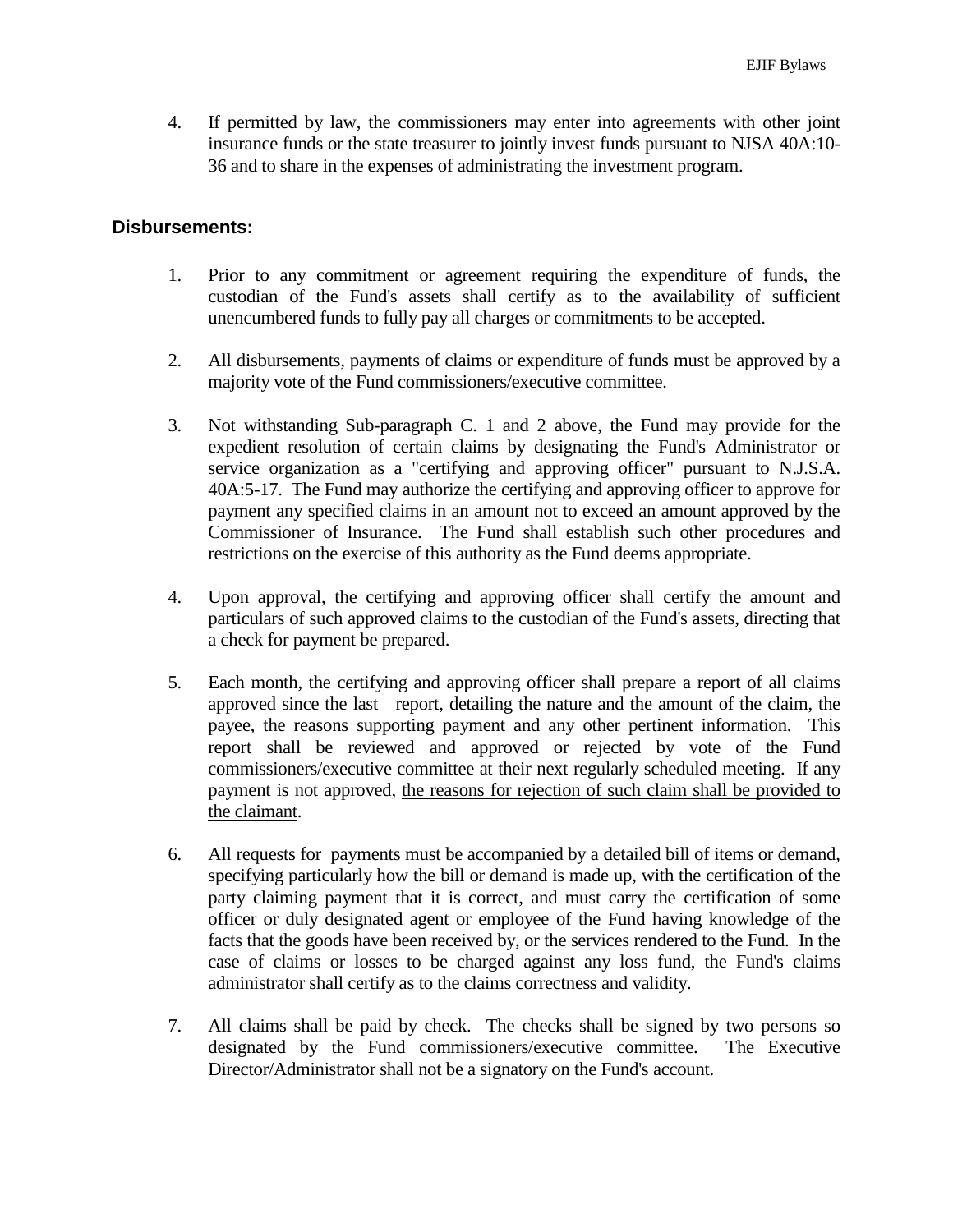4. <u>If permitted by law,</u> the commissioners may enter into agreements with other joint insurance funds or the state treasurer to jointly invest funds pursuant to NJSA 40A:10-36 and to share in the expenses of administrating the investment program.

**Disbursements:**

1. Prior to any commitment or agreement requiring the expenditure of funds, the custodian of the Fund's assets shall certify as to the availability of sufficient unencumbered funds to fully pay all charges or commitments to be accepted.

2. All disbursements, payments of claims or expenditure of funds must be approved by a majority vote of the Fund commissioners/executive committee.

3. Not withstanding Sub-paragraph C. 1 and 2 above, the Fund may provide for the expedient resolution of certain claims by designating the Fund's Administrator or service organization as a "certifying and approving officer" pursuant to N.J.S.A. 40A:5-17. The Fund may authorize the certifying and approving officer to approve for payment any specified claims in an amount not to exceed an amount approved by the Commissioner of Insurance. The Fund shall establish such other procedures and restrictions on the exercise of this authority as the Fund deems appropriate.

4. Upon approval, the certifying and approving officer shall certify the amount and particulars of such approved claims to the custodian of the Fund's assets, directing that a check for payment be prepared.

5. Each month, the certifying and approving officer shall prepare a report of all claims approved since the last report, detailing the nature and the amount of the claim, the payee, the reasons supporting payment and any other pertinent information. This report shall be reviewed and approved or rejected by vote of the Fund commissioners/executive committee at their next regularly scheduled meeting. If any payment is not approved, <u>the reasons for rejection of such claim shall be provided to the claimant</u>.

6. All requests for payments must be accompanied by a detailed bill of items or demand, specifying particularly how the bill or demand is made up, with the certification of the party claiming payment that it is correct, and must carry the certification of some officer or duly designated agent or employee of the Fund having knowledge of the facts that the goods have been received by, or the services rendered to the Fund. In the case of claims or losses to be charged against any loss fund, the Fund's claims administrator shall certify as to the claims correctness and validity.

7. All claims shall be paid by check. The checks shall be signed by two persons so designated by the Fund commissioners/executive committee. The Executive Director/Administrator shall not be a signatory on the Fund's account.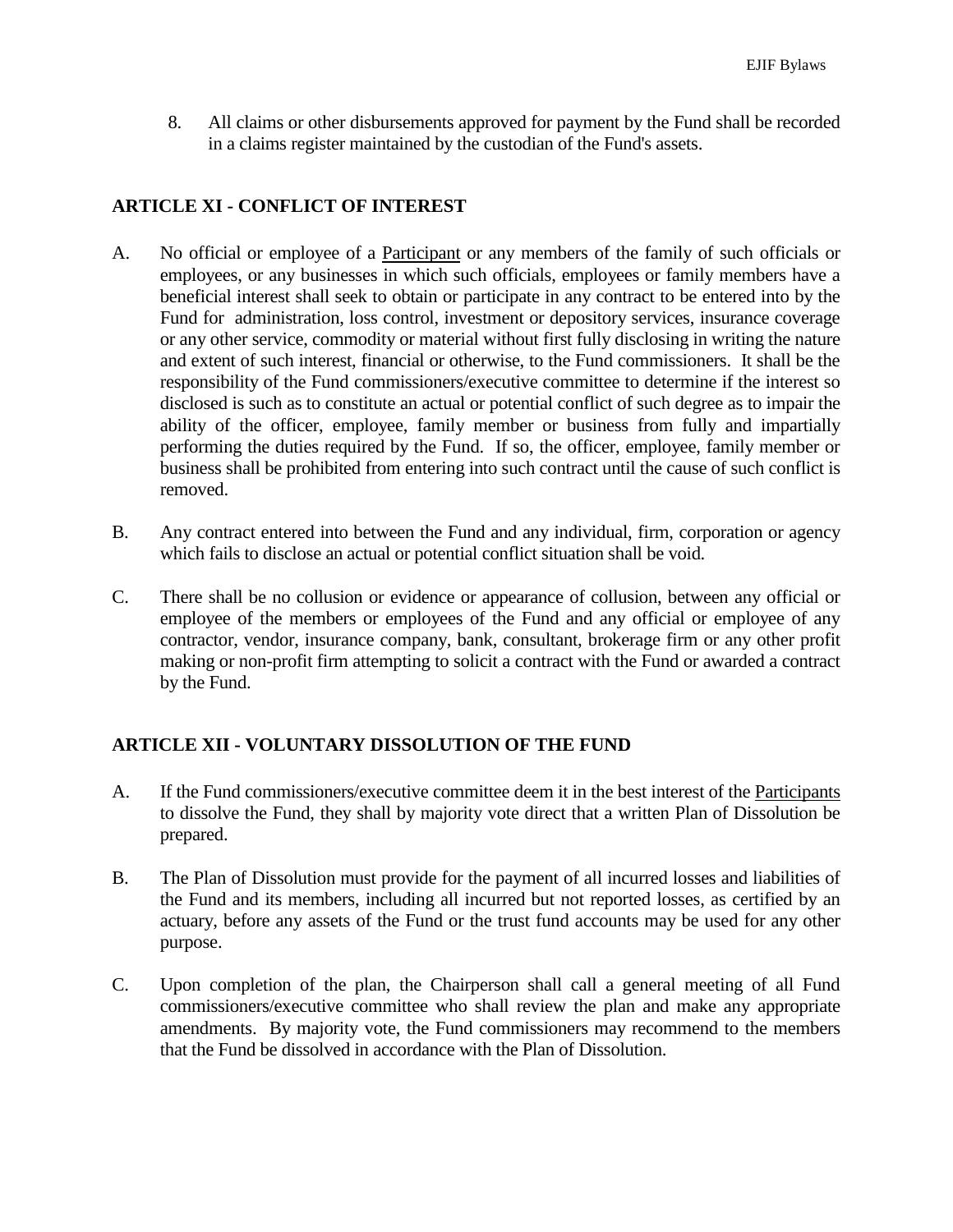8. All claims or other disbursements approved for payment by the Fund shall be recorded in a claims register maintained by the custodian of the Fund's assets.

## ARTICLE XI - CONFLICT OF INTEREST

A. No official or employee of a Participant or any members of the family of such officials or employees, or any businesses in which such officials, employees or family members have a beneficial interest shall seek to obtain or participate in any contract to be entered into by the Fund for administration, loss control, investment or depository services, insurance coverage or any other service, commodity or material without first fully disclosing in writing the nature and extent of such interest, financial or otherwise, to the Fund commissioners. It shall be the responsibility of the Fund commissioners/executive committee to determine if the interest so disclosed is such as to constitute an actual or potential conflict of such degree as to impair the ability of the officer, employee, family member or business from fully and impartially performing the duties required by the Fund. If so, the officer, employee, family member or business shall be prohibited from entering into such contract until the cause of such conflict is removed.

B. Any contract entered into between the Fund and any individual, firm, corporation or agency which fails to disclose an actual or potential conflict situation shall be void.

C. There shall be no collusion or evidence or appearance of collusion, between any official or employee of the members or employees of the Fund and any official or employee of any contractor, vendor, insurance company, bank, consultant, brokerage firm or any other profit making or non-profit firm attempting to solicit a contract with the Fund or awarded a contract by the Fund.

## ARTICLE XII - VOLUNTARY DISSOLUTION OF THE FUND

A. If the Fund commissioners/executive committee deem it in the best interest of the Participants to dissolve the Fund, they shall by majority vote direct that a written Plan of Dissolution be prepared.

B. The Plan of Dissolution must provide for the payment of all incurred losses and liabilities of the Fund and its members, including all incurred but not reported losses, as certified by an actuary, before any assets of the Fund or the trust fund accounts may be used for any other purpose.

C. Upon completion of the plan, the Chairperson shall call a general meeting of all Fund commissioners/executive committee who shall review the plan and make any appropriate amendments. By majority vote, the Fund commissioners may recommend to the members that the Fund be dissolved in accordance with the Plan of Dissolution.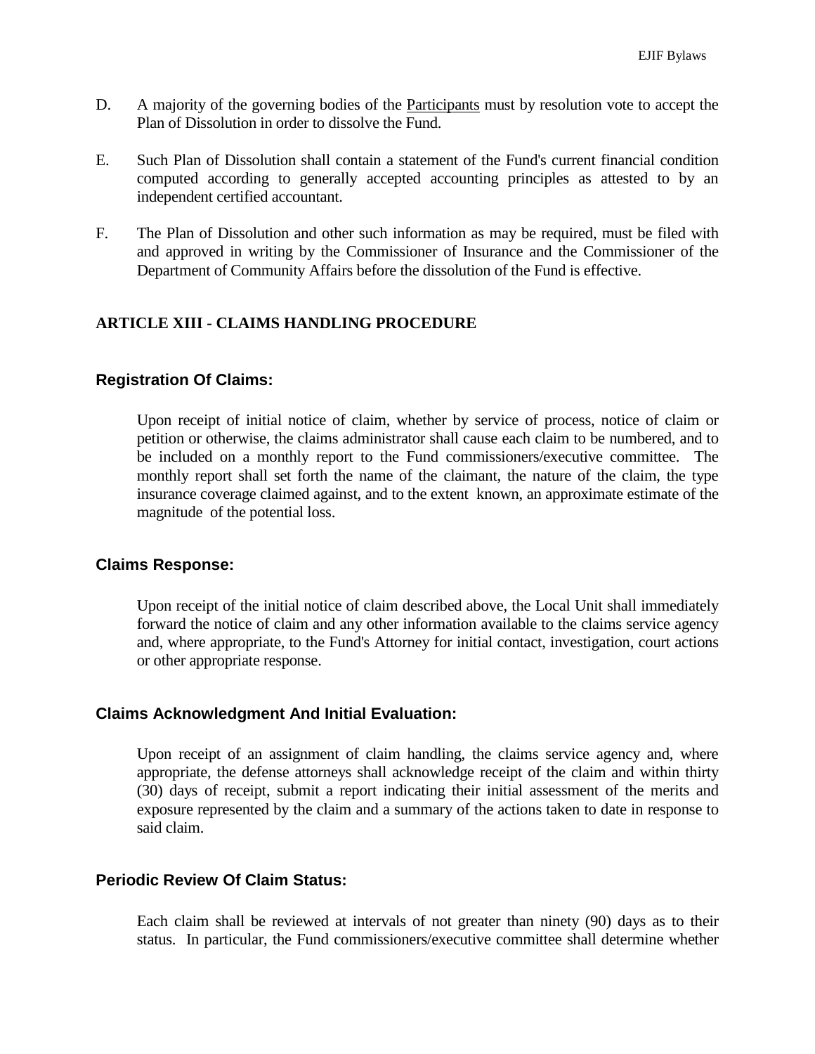D. A majority of the governing bodies of the Participants must by resolution vote to accept the Plan of Dissolution in order to dissolve the Fund.

E. Such Plan of Dissolution shall contain a statement of the Fund's current financial condition computed according to generally accepted accounting principles as attested to by an independent certified accountant.

F. The Plan of Dissolution and other such information as may be required, must be filed with and approved in writing by the Commissioner of Insurance and the Commissioner of the Department of Community Affairs before the dissolution of the Fund is effective.

## ARTICLE XIII - CLAIMS HANDLING PROCEDURE

### Registration Of Claims:

Upon receipt of initial notice of claim, whether by service of process, notice of claim or petition or otherwise, the claims administrator shall cause each claim to be numbered, and to be included on a monthly report to the Fund commissioners/executive committee. The monthly report shall set forth the name of the claimant, the nature of the claim, the type insurance coverage claimed against, and to the extent known, an approximate estimate of the magnitude of the potential loss.

### Claims Response:

Upon receipt of the initial notice of claim described above, the Local Unit shall immediately forward the notice of claim and any other information available to the claims service agency and, where appropriate, to the Fund's Attorney for initial contact, investigation, court actions or other appropriate response.

### Claims Acknowledgment And Initial Evaluation:

Upon receipt of an assignment of claim handling, the claims service agency and, where appropriate, the defense attorneys shall acknowledge receipt of the claim and within thirty (30) days of receipt, submit a report indicating their initial assessment of the merits and exposure represented by the claim and a summary of the actions taken to date in response to said claim.

### Periodic Review Of Claim Status:

Each claim shall be reviewed at intervals of not greater than ninety (90) days as to their status. In particular, the Fund commissioners/executive committee shall determine whether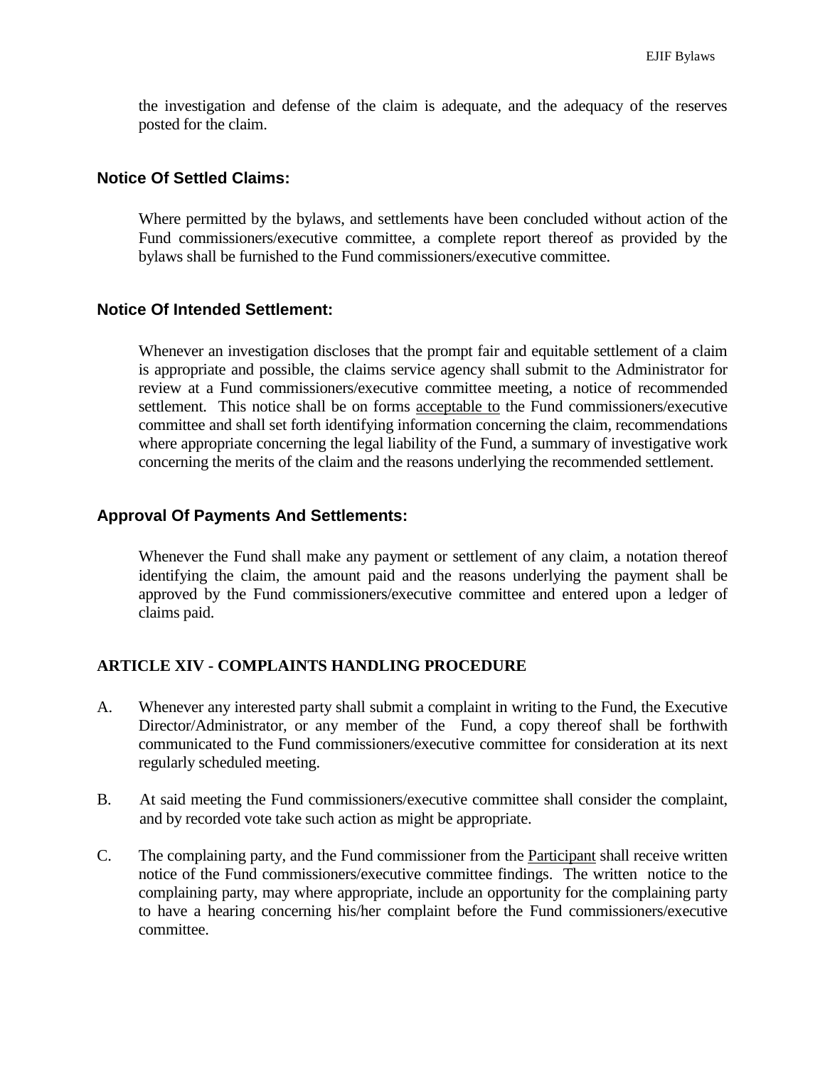the investigation and defense of the claim is adequate, and the adequacy of the reserves posted for the claim.

### Notice Of Settled Claims:

Where permitted by the bylaws, and settlements have been concluded without action of the Fund commissioners/executive committee, a complete report thereof as provided by the bylaws shall be furnished to the Fund commissioners/executive committee.

### Notice Of Intended Settlement:

Whenever an investigation discloses that the prompt fair and equitable settlement of a claim is appropriate and possible, the claims service agency shall submit to the Administrator for review at a Fund commissioners/executive committee meeting, a notice of recommended settlement. This notice shall be on forms acceptable to the Fund commissioners/executive committee and shall set forth identifying information concerning the claim, recommendations where appropriate concerning the legal liability of the Fund, a summary of investigative work concerning the merits of the claim and the reasons underlying the recommended settlement.

### Approval Of Payments And Settlements:

Whenever the Fund shall make any payment or settlement of any claim, a notation thereof identifying the claim, the amount paid and the reasons underlying the payment shall be approved by the Fund commissioners/executive committee and entered upon a ledger of claims paid.

## ARTICLE XIV - COMPLAINTS HANDLING PROCEDURE

A. Whenever any interested party shall submit a complaint in writing to the Fund, the Executive Director/Administrator, or any member of the Fund, a copy thereof shall be forthwith communicated to the Fund commissioners/executive committee for consideration at its next regularly scheduled meeting.

B. At said meeting the Fund commissioners/executive committee shall consider the complaint, and by recorded vote take such action as might be appropriate.

C. The complaining party, and the Fund commissioner from the Participant shall receive written notice of the Fund commissioners/executive committee findings. The written notice to the complaining party, may where appropriate, include an opportunity for the complaining party to have a hearing concerning his/her complaint before the Fund commissioners/executive committee.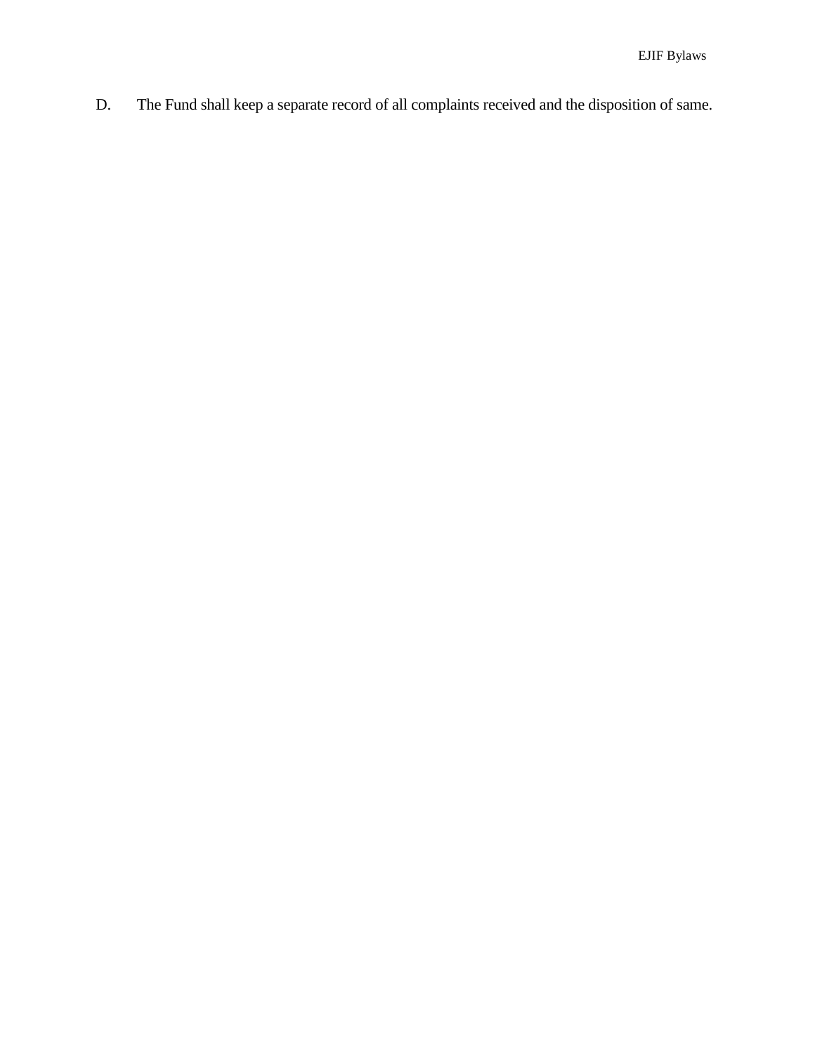D. The Fund shall keep a separate record of all complaints received and the disposition of same.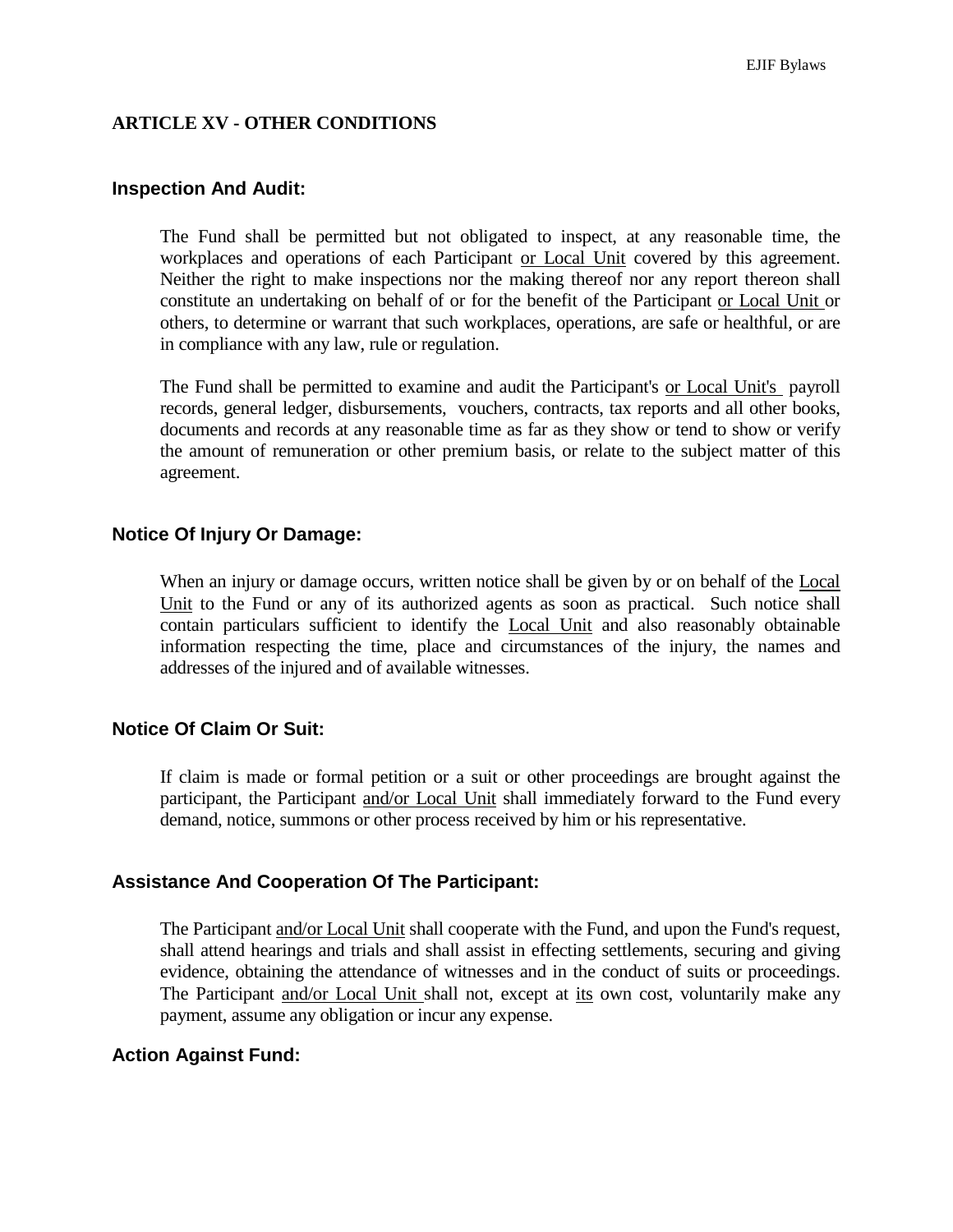## ARTICLE XV - OTHER CONDITIONS

### Inspection And Audit:

The Fund shall be permitted but not obligated to inspect, at any reasonable time, the workplaces and operations of each Participant or Local Unit covered by this agreement. Neither the right to make inspections nor the making thereof nor any report thereon shall constitute an undertaking on behalf of or for the benefit of the Participant or Local Unit or others, to determine or warrant that such workplaces, operations, are safe or healthful, or are in compliance with any law, rule or regulation.

The Fund shall be permitted to examine and audit the Participant's or Local Unit's payroll records, general ledger, disbursements, vouchers, contracts, tax reports and all other books, documents and records at any reasonable time as far as they show or tend to show or verify the amount of remuneration or other premium basis, or relate to the subject matter of this agreement.

### Notice Of Injury Or Damage:

When an injury or damage occurs, written notice shall be given by or on behalf of the Local Unit to the Fund or any of its authorized agents as soon as practical. Such notice shall contain particulars sufficient to identify the Local Unit and also reasonably obtainable information respecting the time, place and circumstances of the injury, the names and addresses of the injured and of available witnesses.

### Notice Of Claim Or Suit:

If claim is made or formal petition or a suit or other proceedings are brought against the participant, the Participant and/or Local Unit shall immediately forward to the Fund every demand, notice, summons or other process received by him or his representative.

### Assistance And Cooperation Of The Participant:

The Participant and/or Local Unit shall cooperate with the Fund, and upon the Fund's request, shall attend hearings and trials and shall assist in effecting settlements, securing and giving evidence, obtaining the attendance of witnesses and in the conduct of suits or proceedings. The Participant and/or Local Unit shall not, except at its own cost, voluntarily make any payment, assume any obligation or incur any expense.

### Action Against Fund: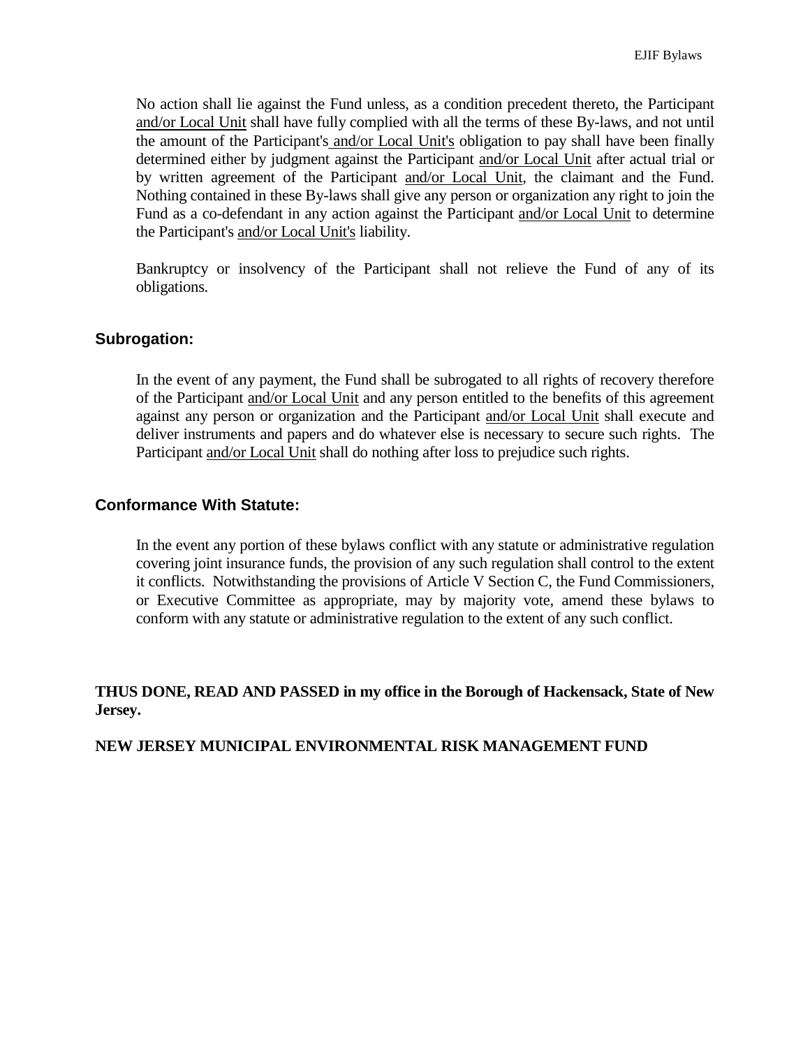No action shall lie against the Fund unless, as a condition precedent thereto, the Participant and/or Local Unit shall have fully complied with all the terms of these By-laws, and not until the amount of the Participant's and/or Local Unit's obligation to pay shall have been finally determined either by judgment against the Participant and/or Local Unit after actual trial or by written agreement of the Participant and/or Local Unit, the claimant and the Fund. Nothing contained in these By-laws shall give any person or organization any right to join the Fund as a co-defendant in any action against the Participant and/or Local Unit to determine the Participant's and/or Local Unit's liability.

Bankruptcy or insolvency of the Participant shall not relieve the Fund of any of its obligations.

## Subrogation:

In the event of any payment, the Fund shall be subrogated to all rights of recovery therefore of the Participant and/or Local Unit and any person entitled to the benefits of this agreement against any person or organization and the Participant and/or Local Unit shall execute and deliver instruments and papers and do whatever else is necessary to secure such rights. The Participant and/or Local Unit shall do nothing after loss to prejudice such rights.

## Conformance With Statute:

In the event any portion of these bylaws conflict with any statute or administrative regulation covering joint insurance funds, the provision of any such regulation shall control to the extent it conflicts. Notwithstanding the provisions of Article V Section C, the Fund Commissioners, or Executive Committee as appropriate, may by majority vote, amend these bylaws to conform with any statute or administrative regulation to the extent of any such conflict.

**THUS DONE, READ AND PASSED in my office in the Borough of Hackensack, State of New Jersey.**

**NEW JERSEY MUNICIPAL ENVIRONMENTAL RISK MANAGEMENT FUND**